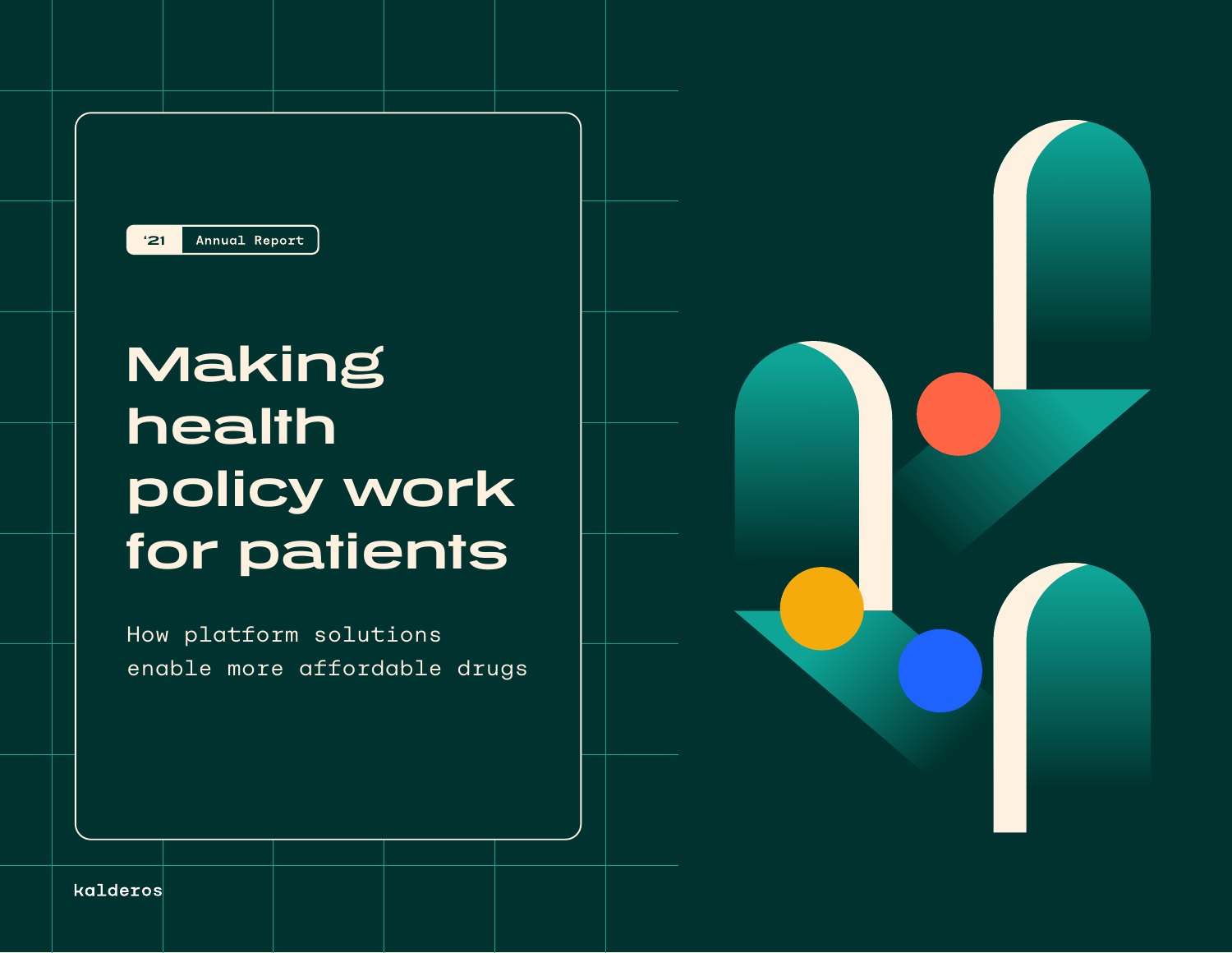'21 Annual Report

# Making health policy work for patients

How platform solutions enable more affordable drugs

kalderos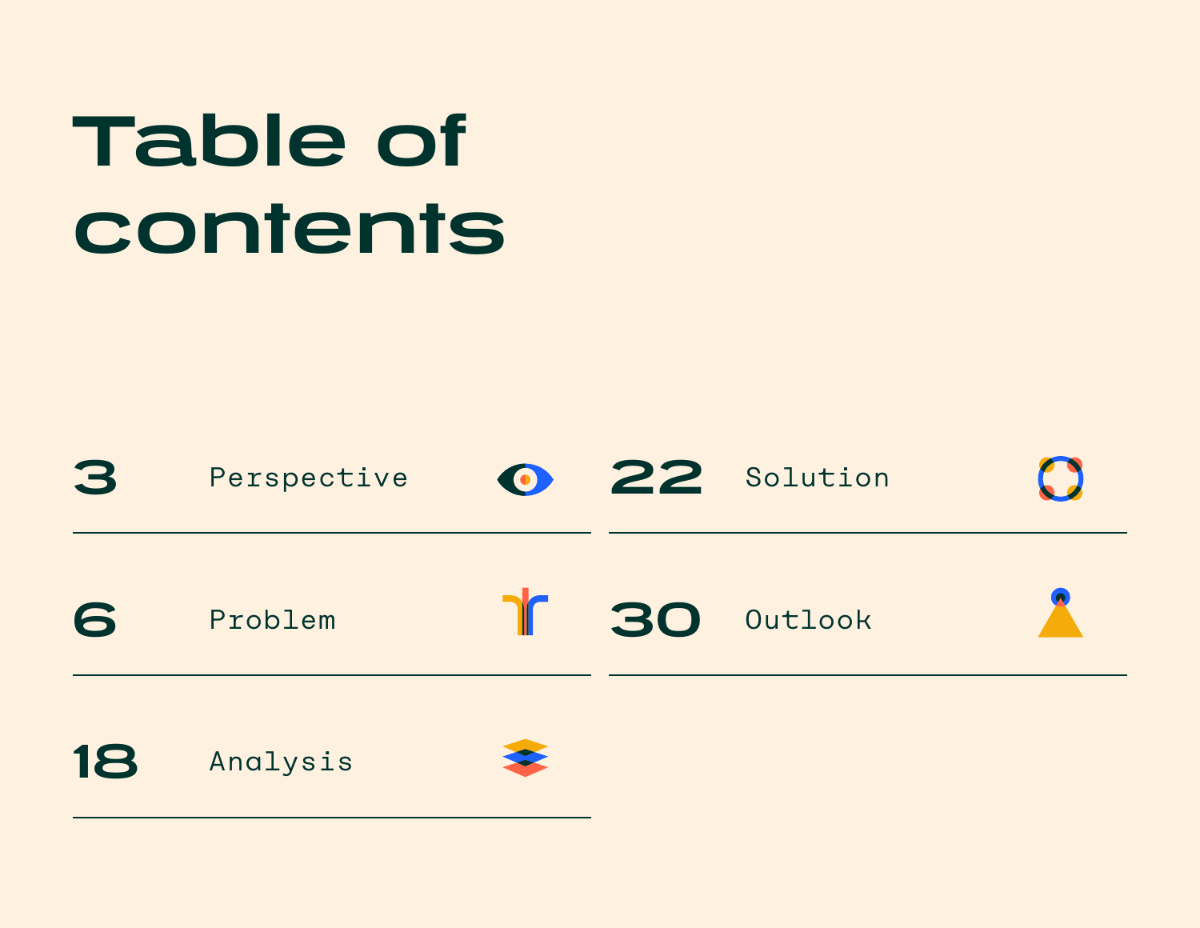# Table of contents

| Page | Section |
| --- | --- |
| 3 | Perspective |
| 6 | Problem |
| 18 | Analysis |
| 22 | Solution |
| 30 | Outlook |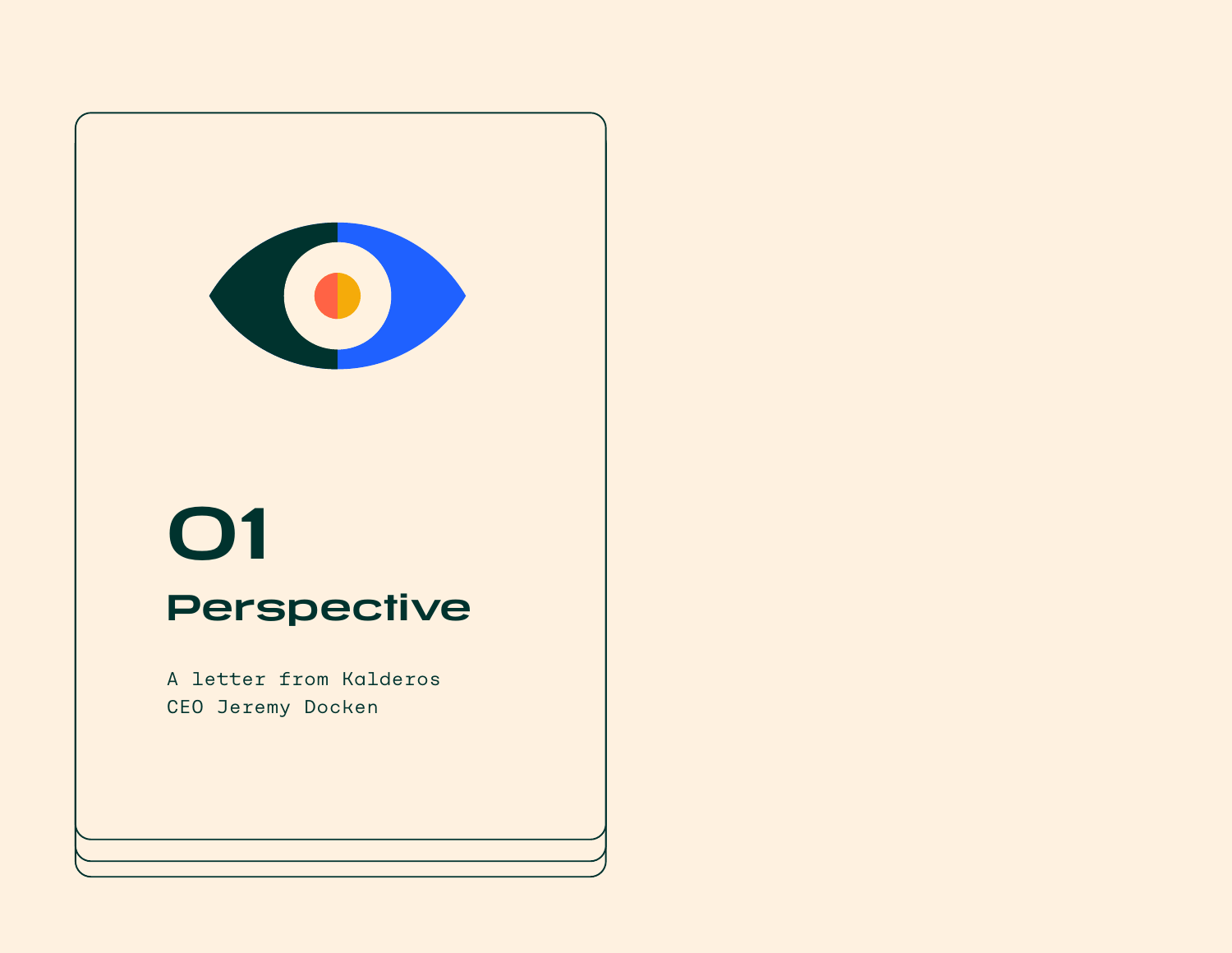# 01

## Perspective

A letter from Kalderos
CEO Jeremy Docken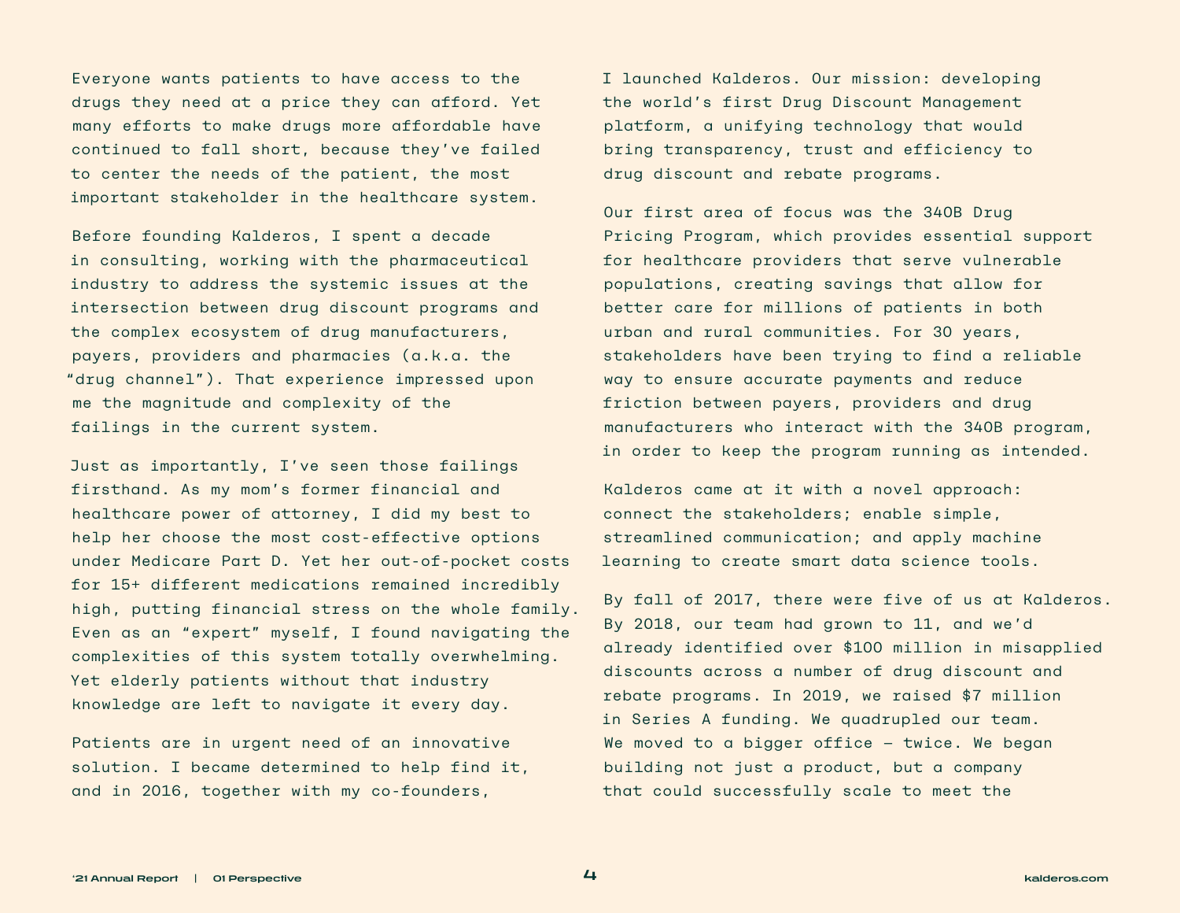Everyone wants patients to have access to the drugs they need at a price they can afford. Yet many efforts to make drugs more affordable have continued to fall short, because they've failed to center the needs of the patient, the most important stakeholder in the healthcare system.

Before founding Kalderos, I spent a decade in consulting, working with the pharmaceutical industry to address the systemic issues at the intersection between drug discount programs and the complex ecosystem of drug manufacturers, payers, providers and pharmacies (a.k.a. the "drug channel"). That experience impressed upon me the magnitude and complexity of the failings in the current system.

Just as importantly, I've seen those failings firsthand. As my mom's former financial and healthcare power of attorney, I did my best to help her choose the most cost-effective options under Medicare Part D. Yet her out-of-pocket costs for 15+ different medications remained incredibly high, putting financial stress on the whole family. Even as an "expert" myself, I found navigating the complexities of this system totally overwhelming. Yet elderly patients without that industry knowledge are left to navigate it every day.

Patients are in urgent need of an innovative solution. I became determined to help find it, and in 2016, together with my co-founders, I launched Kalderos. Our mission: developing the world's first Drug Discount Management platform, a unifying technology that would bring transparency, trust and efficiency to drug discount and rebate programs.

Our first area of focus was the 340B Drug Pricing Program, which provides essential support for healthcare providers that serve vulnerable populations, creating savings that allow for better care for millions of patients in both urban and rural communities. For 30 years, stakeholders have been trying to find a reliable way to ensure accurate payments and reduce friction between payers, providers and drug manufacturers who interact with the 340B program, in order to keep the program running as intended.

Kalderos came at it with a novel approach: connect the stakeholders; enable simple, streamlined communication; and apply machine learning to create smart data science tools.

By fall of 2017, there were five of us at Kalderos. By 2018, our team had grown to 11, and we'd already identified over $100 million in misapplied discounts across a number of drug discount and rebate programs. In 2019, we raised $7 million in Series A funding. We quadrupled our team. We moved to a bigger office — twice. We began building not just a product, but a company that could successfully scale to meet the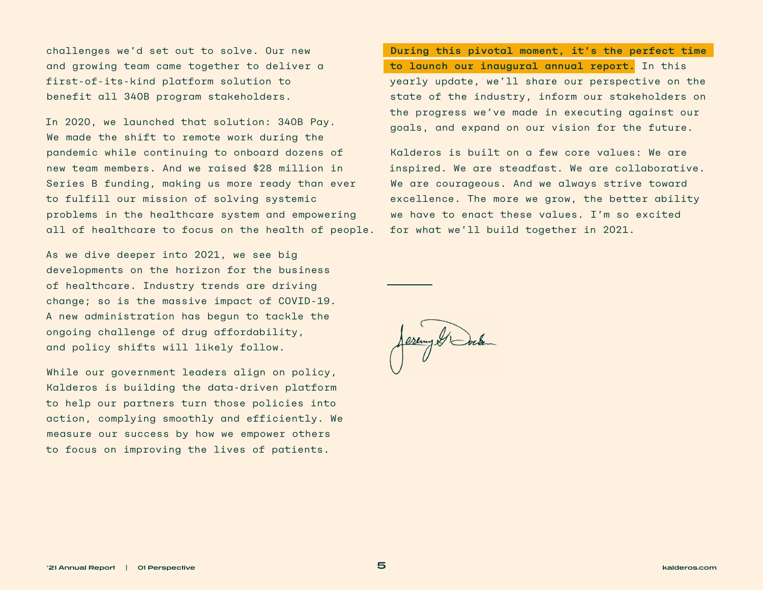challenges we'd set out to solve. Our new and growing team came together to deliver a first-of-its-kind platform solution to benefit all 340B program stakeholders.

In 2020, we launched that solution: 340B Pay. We made the shift to remote work during the pandemic while continuing to onboard dozens of new team members. And we raised $28 million in Series B funding, making us more ready than ever to fulfill our mission of solving systemic problems in the healthcare system and empowering all of healthcare to focus on the health of people.

As we dive deeper into 2021, we see big developments on the horizon for the business of healthcare. Industry trends are driving change; so is the massive impact of COVID-19. A new administration has begun to tackle the ongoing challenge of drug affordability, and policy shifts will likely follow.

While our government leaders align on policy, Kalderos is building the data-driven platform to help our partners turn those policies into action, complying smoothly and efficiently. We measure our success by how we empower others to focus on improving the lives of patients.

**During this pivotal moment, it's the perfect time to launch our inaugural annual report.** In this yearly update, we'll share our perspective on the state of the industry, inform our stakeholders on the progress we've made in executing against our goals, and expand on our vision for the future.

Kalderos is built on a few core values: We are inspired. We are steadfast. We are collaborative. We are courageous. And we always strive toward excellence. The more we grow, the better ability we have to enact these values. I'm so excited for what we'll build together in 2021.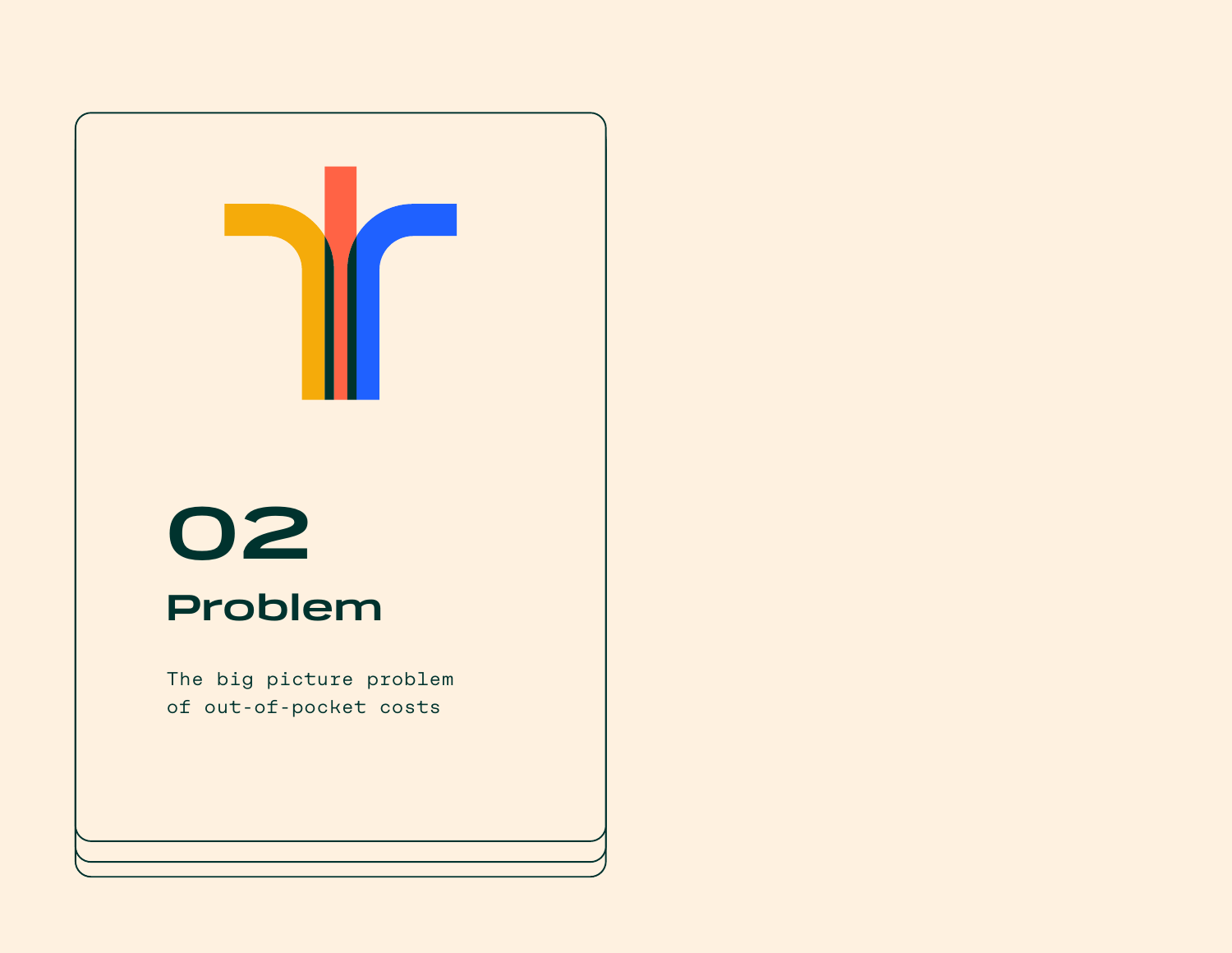# 02

## Problem

The big picture problem
of out-of-pocket costs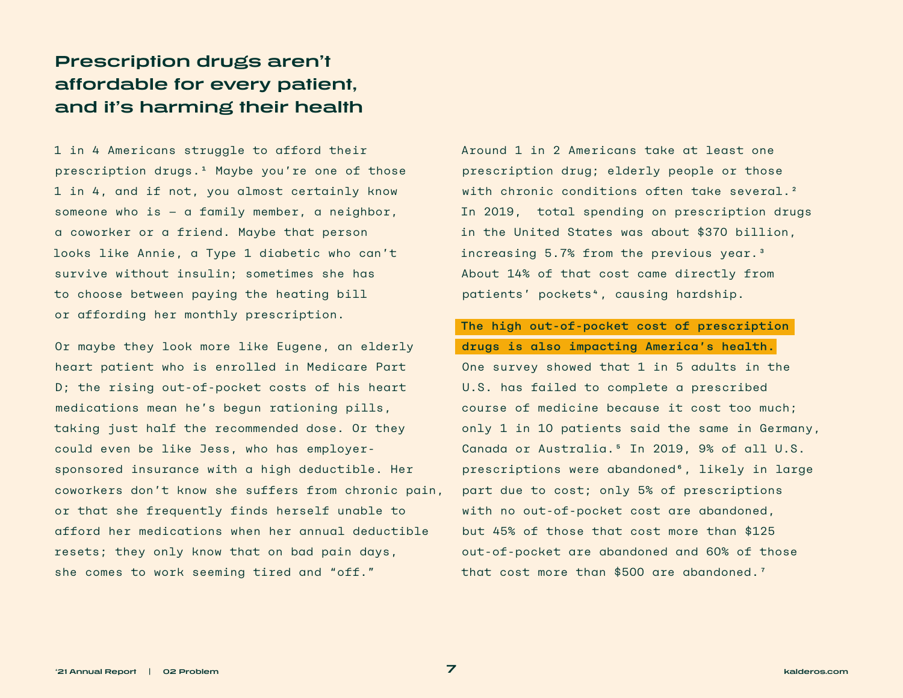# Prescription drugs aren't affordable for every patient, and it's harming their health

1 in 4 Americans struggle to afford their prescription drugs.[1] Maybe you're one of those 1 in 4, and if not, you almost certainly know someone who is — a family member, a neighbor, a coworker or a friend. Maybe that person looks like Annie, a Type 1 diabetic who can't survive without insulin; sometimes she has to choose between paying the heating bill or affording her monthly prescription.

Or maybe they look more like Eugene, an elderly heart patient who is enrolled in Medicare Part D; the rising out-of-pocket costs of his heart medications mean he's begun rationing pills, taking just half the recommended dose. Or they could even be like Jess, who has employer-sponsored insurance with a high deductible. Her coworkers don't know she suffers from chronic pain, or that she frequently finds herself unable to afford her medications when her annual deductible resets; they only know that on bad pain days, she comes to work seeming tired and "off."

Around 1 in 2 Americans take at least one prescription drug; elderly people or those with chronic conditions often take several.[2] In 2019, total spending on prescription drugs in the United States was about $370 billion, increasing 5.7% from the previous year.[3] About 14% of that cost came directly from patients' pockets[4], causing hardship.

**The high out-of-pocket cost of prescription drugs is also impacting America's health.** One survey showed that 1 in 5 adults in the U.S. has failed to complete a prescribed course of medicine because it cost too much; only 1 in 10 patients said the same in Germany, Canada or Australia.[5] In 2019, 9% of all U.S. prescriptions were abandoned[6], likely in large part due to cost; only 5% of prescriptions with no out-of-pocket cost are abandoned, but 45% of those that cost more than $125 out-of-pocket are abandoned and 60% of those that cost more than $500 are abandoned.[7]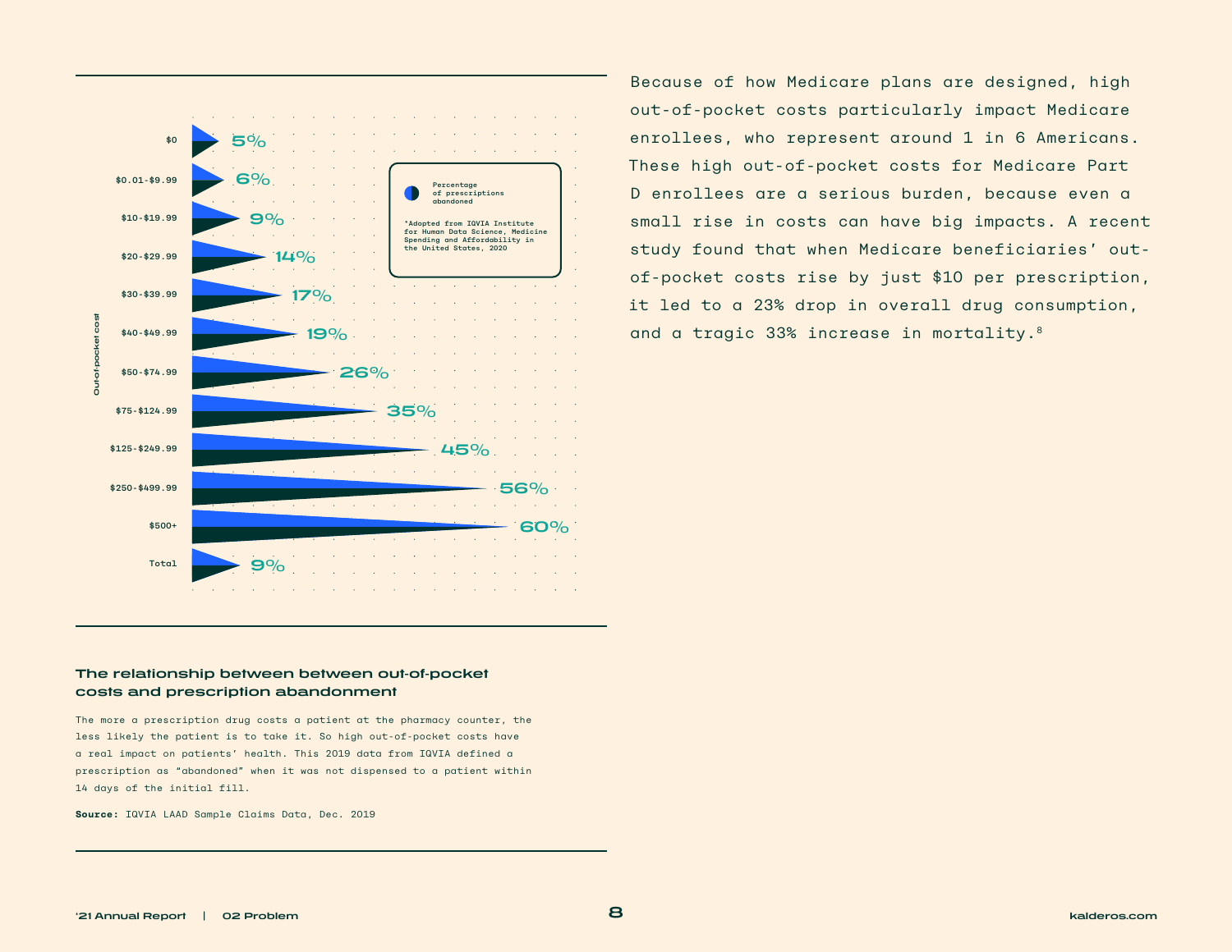| Out-of-pocket cost | Percentage of prescriptions abandoned |
| --- | --- |
| $0 | 5% |
| $0.01-$9.99 | 6% |
| $10-$19.99 | 9% |
| $20-$29.99 | 14% |
| $30-$39.99 | 17% |
| $40-$49.99 | 19% |
| $50-$74.99 | 26% |
| $75-$124.99 | 35% |
| $125-$249.99 | 45% |
| $250-$499.99 | 56% |
| $500+ | 60% |
| Total | 9% |

*Adopted from IQVIA Institute for Human Data Science, Medicine Spending and Affordability in the United States, 2020

### The relationship between between out-of-pocket costs and prescription abandonment

The more a prescription drug costs a patient at the pharmacy counter, the less likely the patient is to take it. So high out-of-pocket costs have a real impact on patients' health. This 2019 data from IQVIA defined a prescription as "abandoned" when it was not dispensed to a patient within 14 days of the initial fill.

**Source:** IQVIA LAAD Sample Claims Data, Dec. 2019

Because of how Medicare plans are designed, high out-of-pocket costs particularly impact Medicare enrollees, who represent around 1 in 6 Americans. These high out-of-pocket costs for Medicare Part D enrollees are a serious burden, because even a small rise in costs can have big impacts. A recent study found that when Medicare beneficiaries' out-of-pocket costs rise by just $10 per prescription, it led to a 23% drop in overall drug consumption, and a tragic 33% increase in mortality.[8]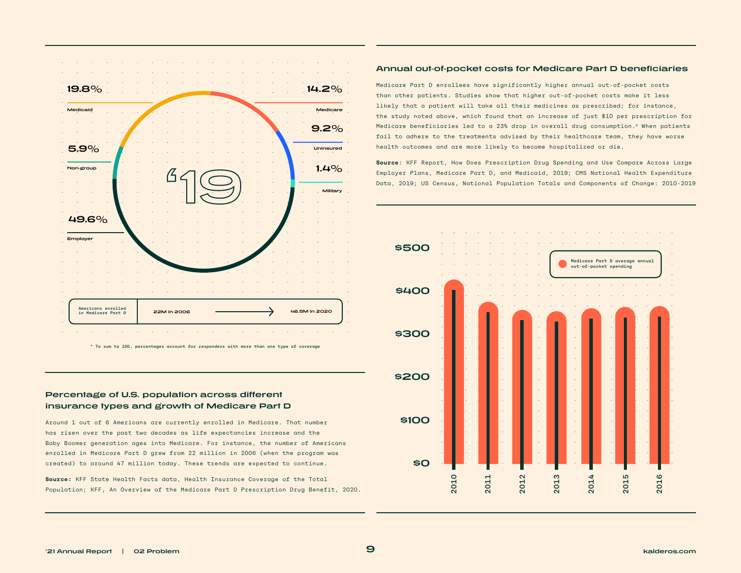19.8% Medicaid

14.2% Medicare

9.2% Uninsured

5.9% Non-group

1.4% Military

'19

49.6% Employer

| Americans enrolled in Medicare Part D | 22M in 2006 | → | 46.5M in 2020 |
|---|---|---|---|

* To sum to 100, percentages account for responders with more than one type of coverage

## Percentage of U.S. population across different insurance types and growth of Medicare Part D

Around 1 out of 6 Americans are currently enrolled in Medicare. That number has risen over the past two decades as life expectancies increase and the Baby Boomer generation ages into Medicare. For instance, the number of Americans enrolled in Medicare Part D grew from 22 million in 2006 (when the program was created) to around 47 million today. These trends are expected to continue.

**Source:** KFF State Health Facts data, Health Insurance Coverage of the Total Population; KFF, An Overview of the Medicare Part D Prescription Drug Benefit, 2020.

## Annual out-of-pocket costs for Medicare Part D beneficiaries

Medicare Part D enrollees have significantly higher annual out-of-pocket costs than other patients. Studies show that higher out-of-pocket costs make it less likely that a patient will take all their medicines as prescribed; for instance, the study noted above, which found that an increase of just $10 per prescription for Medicare beneficiaries led to a 23% drop in overall drug consumption.[9] When patients fail to adhere to the treatments advised by their healthcare team, they have worse health outcomes and are more likely to become hospitalized or die.

**Source:** KFF Report, How Does Prescription Drug Spending and Use Compare Across Large Employer Plans, Medicare Part D, and Medicaid, 2019; CMS National Health Expenditure Data, 2019; US Census, National Population Totals and Components of Change: 2010-2019

Medicare Part D average annual out-of-pocket spending

$500 / $400 / $300 / $200 / $100 / $0

2010 / 2011 / 2012 / 2013 / 2014 / 2015 / 2016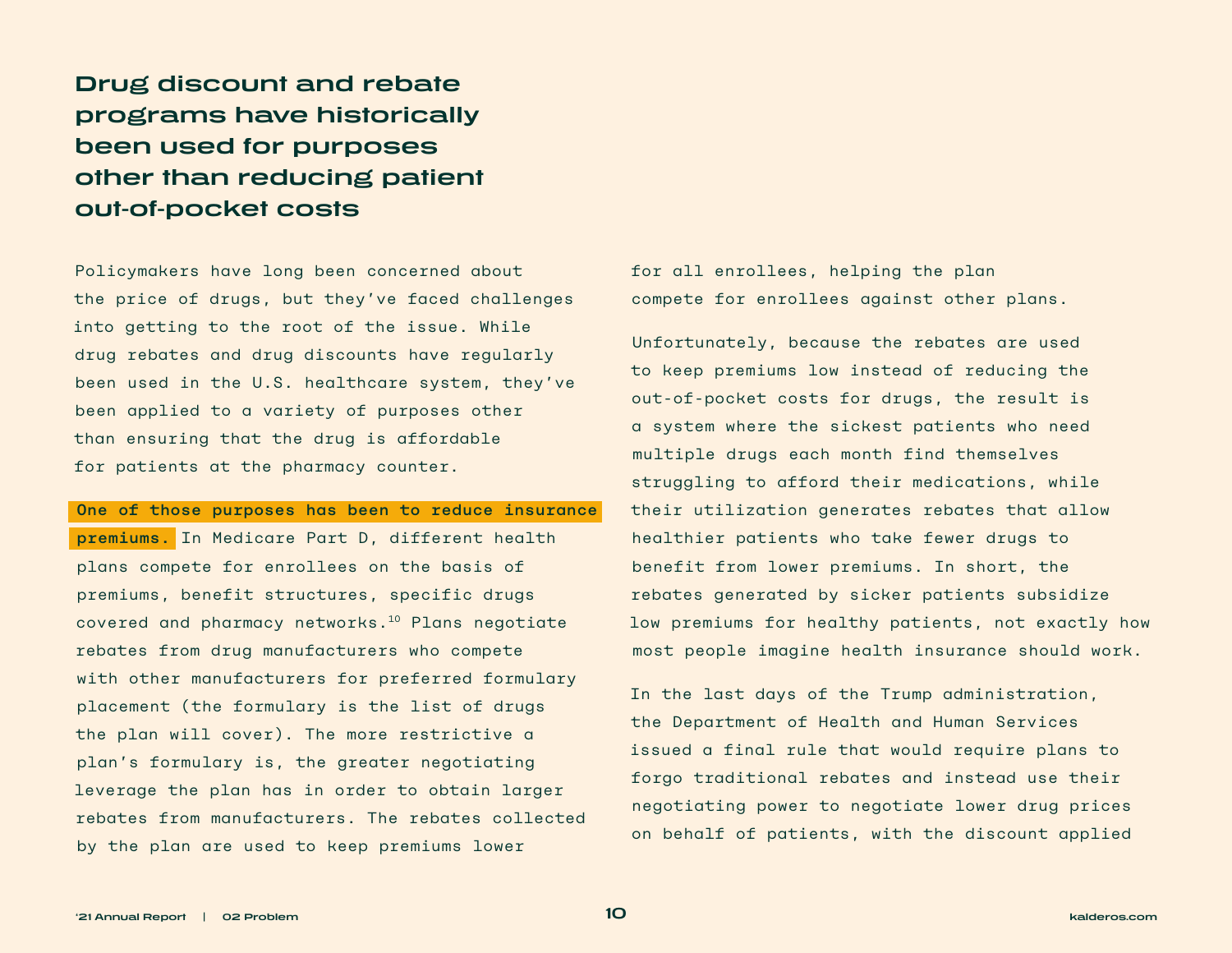## Drug discount and rebate programs have historically been used for purposes other than reducing patient out-of-pocket costs

Policymakers have long been concerned about the price of drugs, but they've faced challenges into getting to the root of the issue. While drug rebates and drug discounts have regularly been used in the U.S. healthcare system, they've been applied to a variety of purposes other than ensuring that the drug is affordable for patients at the pharmacy counter.

**One of those purposes has been to reduce insurance premiums.** In Medicare Part D, different health plans compete for enrollees on the basis of premiums, benefit structures, specific drugs covered and pharmacy networks.[10] Plans negotiate rebates from drug manufacturers who compete with other manufacturers for preferred formulary placement (the formulary is the list of drugs the plan will cover). The more restrictive a plan's formulary is, the greater negotiating leverage the plan has in order to obtain larger rebates from manufacturers. The rebates collected by the plan are used to keep premiums lower for all enrollees, helping the plan compete for enrollees against other plans.

Unfortunately, because the rebates are used to keep premiums low instead of reducing the out-of-pocket costs for drugs, the result is a system where the sickest patients who need multiple drugs each month find themselves struggling to afford their medications, while their utilization generates rebates that allow healthier patients who take fewer drugs to benefit from lower premiums. In short, the rebates generated by sicker patients subsidize low premiums for healthy patients, not exactly how most people imagine health insurance should work.

In the last days of the Trump administration, the Department of Health and Human Services issued a final rule that would require plans to forgo traditional rebates and instead use their negotiating power to negotiate lower drug prices on behalf of patients, with the discount applied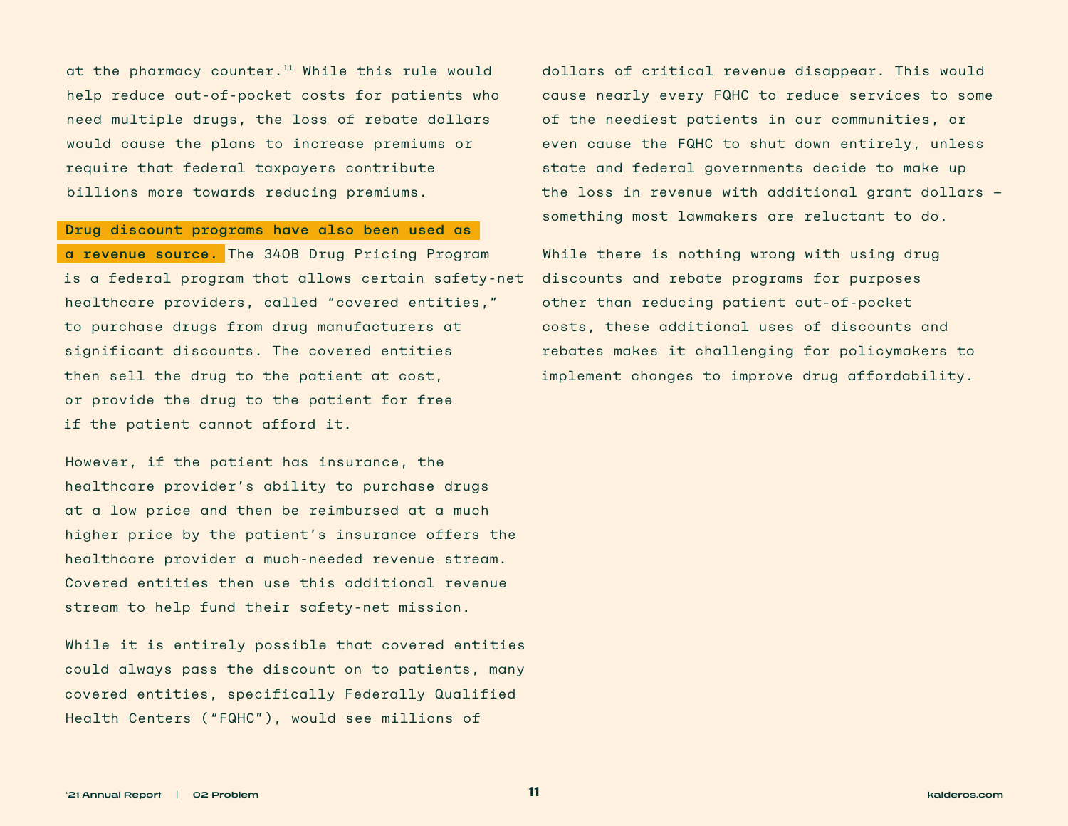at the pharmacy counter.[11] While this rule would help reduce out-of-pocket costs for patients who need multiple drugs, the loss of rebate dollars would cause the plans to increase premiums or require that federal taxpayers contribute billions more towards reducing premiums.

**Drug discount programs have also been used as a revenue source.** The 340B Drug Pricing Program is a federal program that allows certain safety-net healthcare providers, called "covered entities," to purchase drugs from drug manufacturers at significant discounts. The covered entities then sell the drug to the patient at cost, or provide the drug to the patient for free if the patient cannot afford it.

However, if the patient has insurance, the healthcare provider's ability to purchase drugs at a low price and then be reimbursed at a much higher price by the patient's insurance offers the healthcare provider a much-needed revenue stream. Covered entities then use this additional revenue stream to help fund their safety-net mission.

While it is entirely possible that covered entities could always pass the discount on to patients, many covered entities, specifically Federally Qualified Health Centers ("FQHC"), would see millions of dollars of critical revenue disappear. This would cause nearly every FQHC to reduce services to some of the neediest patients in our communities, or even cause the FQHC to shut down entirely, unless state and federal governments decide to make up the loss in revenue with additional grant dollars — something most lawmakers are reluctant to do.

While there is nothing wrong with using drug discounts and rebate programs for purposes other than reducing patient out-of-pocket costs, these additional uses of discounts and rebates makes it challenging for policymakers to implement changes to improve drug affordability.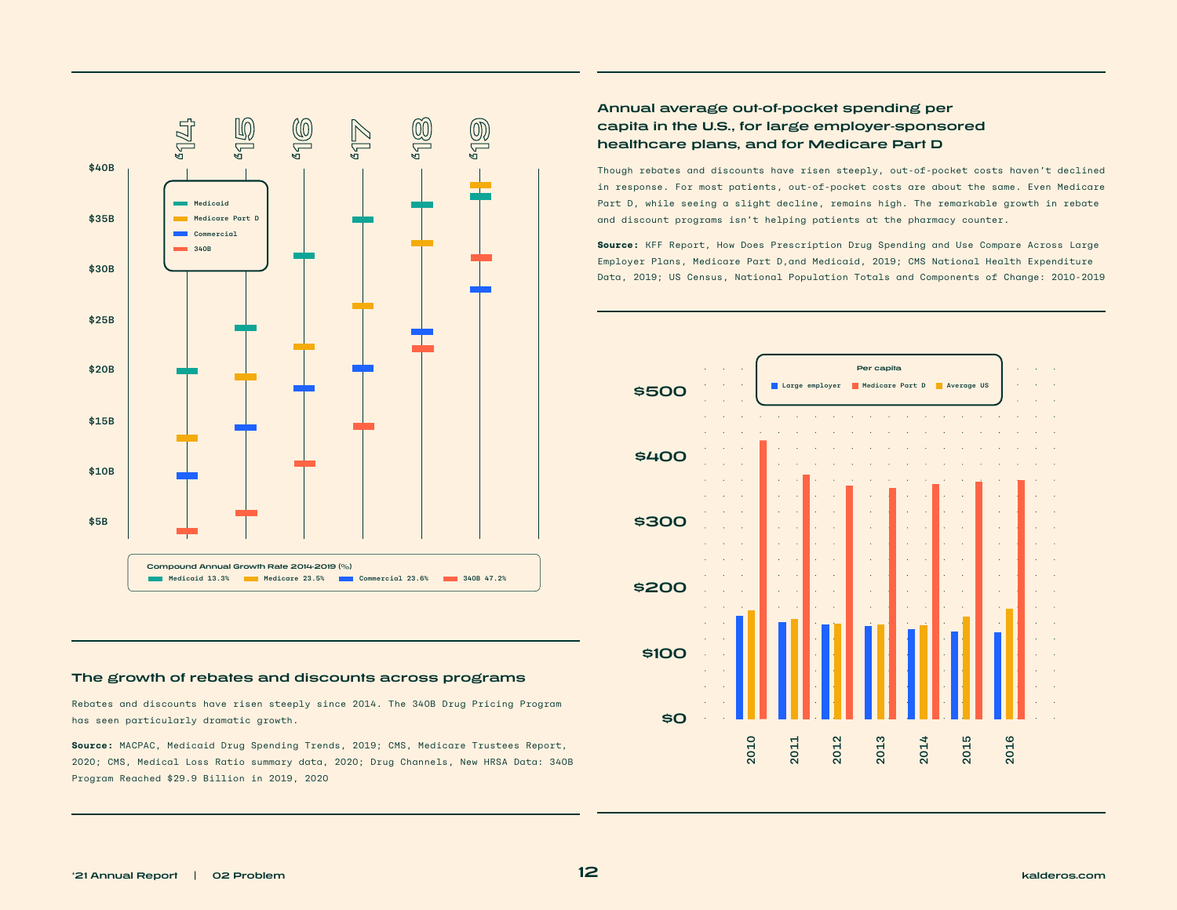## The growth of rebates and discounts across programs

Rebates and discounts have risen steeply since 2014. The 340B Drug Pricing Program has seen particularly dramatic growth.

**Source:** MACPAC, Medicaid Drug Spending Trends, 2019; CMS, Medicare Trustees Report, 2020; CMS, Medical Loss Ratio summary data, 2020; Drug Channels, New HRSA Data: 340B Program Reached $29.9 Billion in 2019, 2020

Compound Annual Growth Rate 2014-2019 (%)

| Medicaid | Medicare | Commercial | 340B |
|---|---|---|---|
| 13.3% | 23.5% | 23.6% | 47.2% |

## Annual average out-of-pocket spending per capita in the U.S., for large employer-sponsored healthcare plans, and for Medicare Part D

Though rebates and discounts have risen steeply, out-of-pocket costs haven't declined in response. For most patients, out-of-pocket costs are about the same. Even Medicare Part D, while seeing a slight decline, remains high. The remarkable growth in rebate and discount programs isn't helping patients at the pharmacy counter.

**Source:** KFF Report, How Does Prescription Drug Spending and Use Compare Across Large Employer Plans, Medicare Part D, and Medicaid, 2019; CMS National Health Expenditure Data, 2019; US Census, National Population Totals and Components of Change: 2010-2019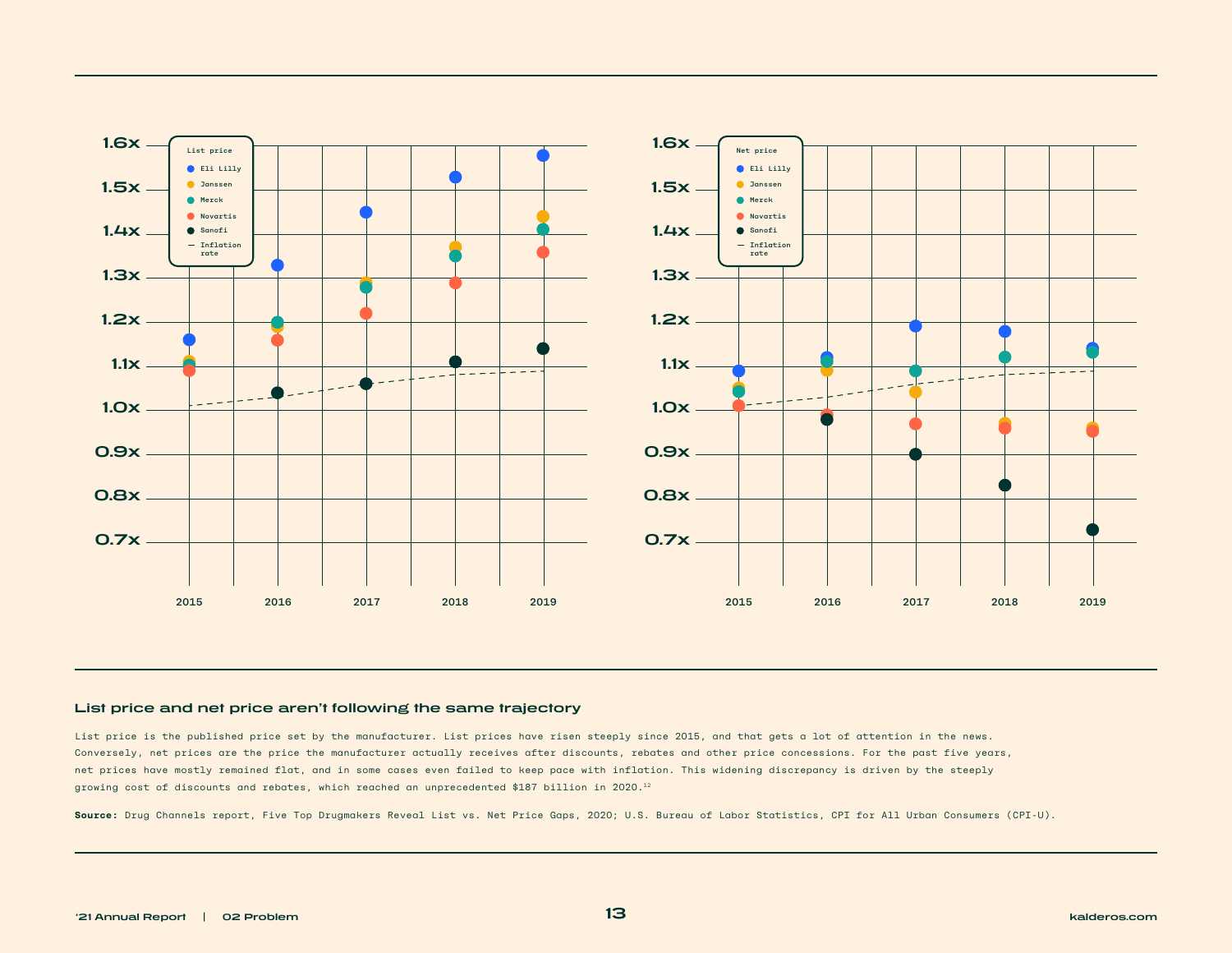## List price and net price aren't following the same trajectory

List price is the published price set by the manufacturer. List prices have risen steeply since 2015, and that gets a lot of attention in the news. Conversely, net prices are the price the manufacturer actually receives after discounts, rebates and other price concessions. For the past five years, net prices have mostly remained flat, and in some cases even failed to keep pace with inflation. This widening discrepancy is driven by the steeply growing cost of discounts and rebates, which reached an unprecedented $187 billion in 2020.[12]

**Source:** Drug Channels report, Five Top Drugmakers Reveal List vs. Net Price Gaps, 2020; U.S. Bureau of Labor Statistics, CPI for All Urban Consumers (CPI-U).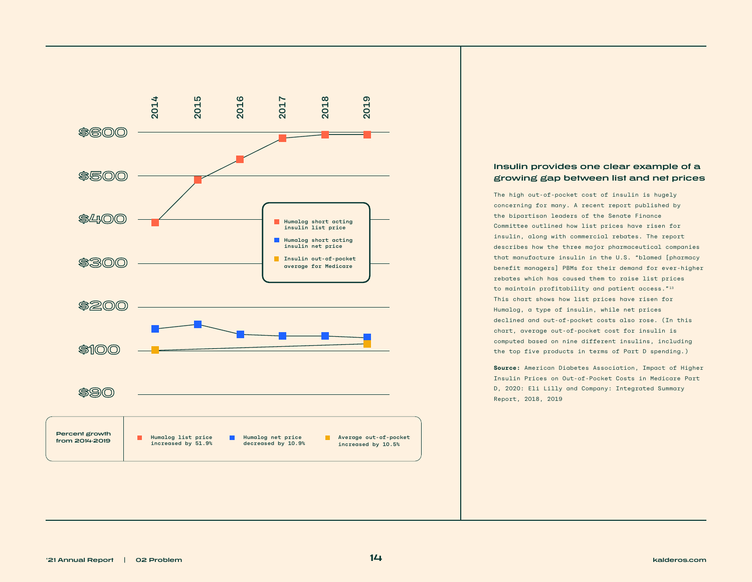2014 2015 2016 2017 2018 2019

$600
$500
$400
$300
$200
$100
$90

- Humalog short acting insulin list price
- Humalog short acting insulin net price
- Insulin out-of-pocket average for Medicare

| Percent growth from 2014-2019 | Humalog list price increased by 51.9% | Humalog net price decreased by 10.9% | Average out-of-pocket increased by 10.5% |
|---|---|---|---|

## Insulin provides one clear example of a growing gap between list and net prices

The high out-of-pocket cost of insulin is hugely concerning for many. A recent report published by the bipartisan leaders of the Senate Finance Committee outlined how list prices have risen for insulin, along with commercial rebates. The report describes how the three major pharmaceutical companies that manufacture insulin in the U.S. "blamed [pharmacy benefit managers] PBMs for their demand for ever-higher rebates which has caused them to raise list prices to maintain profitability and patient access."[13] This chart shows how list prices have risen for Humalog, a type of insulin, while net prices declined and out-of-pocket costs also rose. (In this chart, average out-of-pocket cost for insulin is computed based on nine different insulins, including the top five products in terms of Part D spending.)

**Source:** American Diabetes Association, Impact of Higher Insulin Prices on Out-of-Pocket Costs in Medicare Part D, 2020: Eli Lilly and Company: Integrated Summary Report, 2018, 2019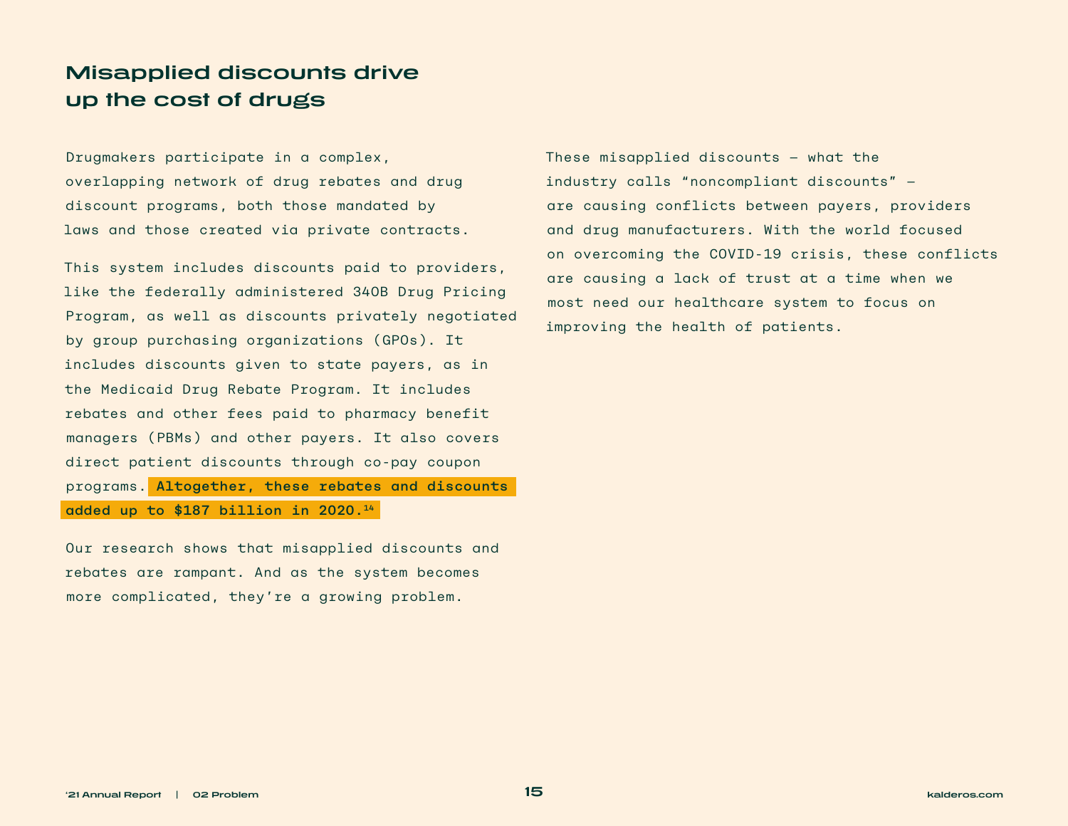# Misapplied discounts drive up the cost of drugs

Drugmakers participate in a complex, overlapping network of drug rebates and drug discount programs, both those mandated by laws and those created via private contracts.

This system includes discounts paid to providers, like the federally administered 340B Drug Pricing Program, as well as discounts privately negotiated by group purchasing organizations (GPOs). It includes discounts given to state payers, as in the Medicaid Drug Rebate Program. It includes rebates and other fees paid to pharmacy benefit managers (PBMs) and other payers. It also covers direct patient discounts through co-pay coupon programs. **Altogether, these rebates and discounts added up to $187 billion in 2020.[14]**

Our research shows that misapplied discounts and rebates are rampant. And as the system becomes more complicated, they're a growing problem.

These misapplied discounts — what the industry calls "noncompliant discounts" — are causing conflicts between payers, providers and drug manufacturers. With the world focused on overcoming the COVID-19 crisis, these conflicts are causing a lack of trust at a time when we most need our healthcare system to focus on improving the health of patients.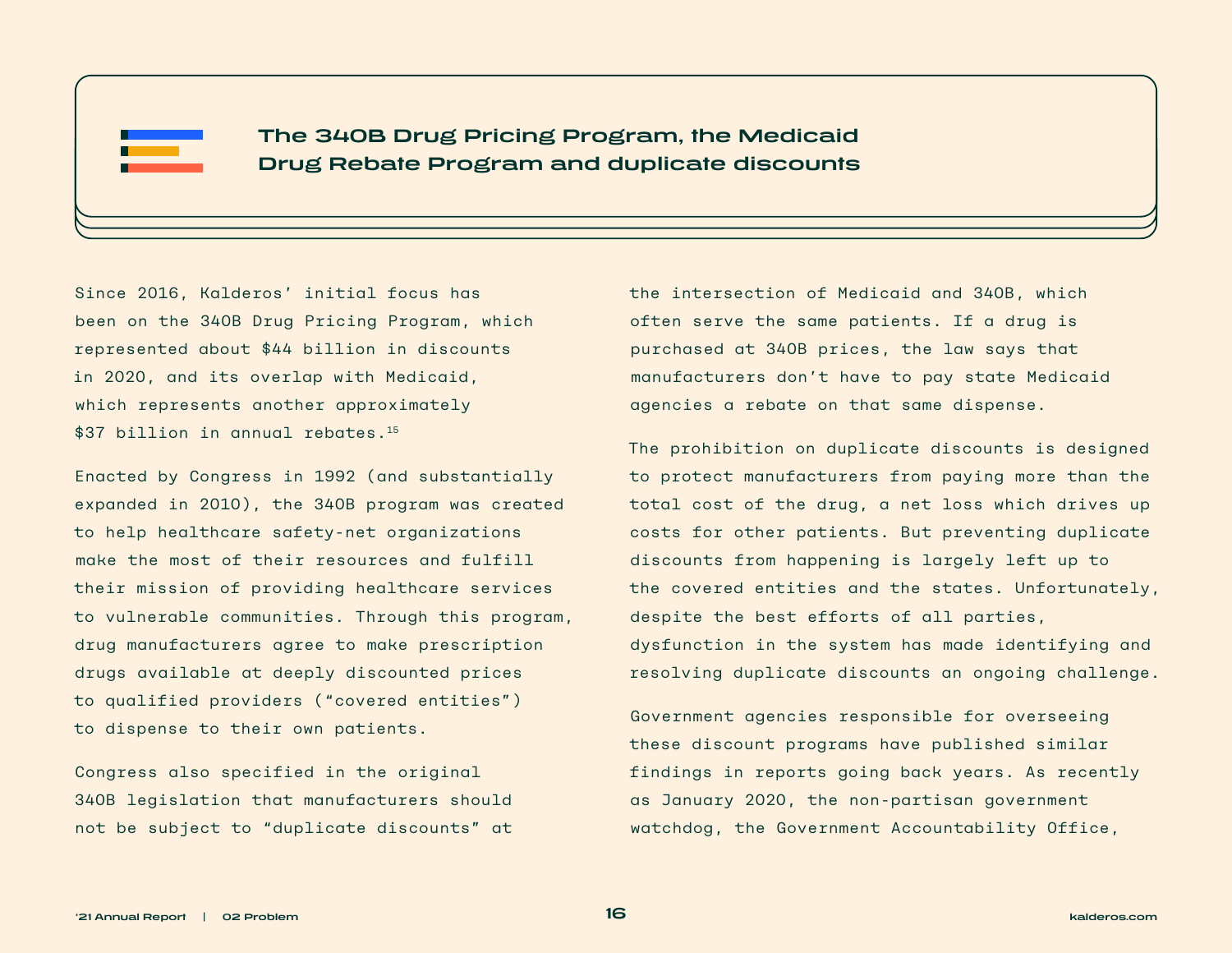## The 340B Drug Pricing Program, the Medicaid Drug Rebate Program and duplicate discounts

Since 2016, Kalderos' initial focus has been on the 340B Drug Pricing Program, which represented about $44 billion in discounts in 2020, and its overlap with Medicaid, which represents another approximately $37 billion in annual rebates.[15]

Enacted by Congress in 1992 (and substantially expanded in 2010), the 340B program was created to help healthcare safety-net organizations make the most of their resources and fulfill their mission of providing healthcare services to vulnerable communities. Through this program, drug manufacturers agree to make prescription drugs available at deeply discounted prices to qualified providers ("covered entities") to dispense to their own patients.

Congress also specified in the original 340B legislation that manufacturers should not be subject to "duplicate discounts" at the intersection of Medicaid and 340B, which often serve the same patients. If a drug is purchased at 340B prices, the law says that manufacturers don't have to pay state Medicaid agencies a rebate on that same dispense.

The prohibition on duplicate discounts is designed to protect manufacturers from paying more than the total cost of the drug, a net loss which drives up costs for other patients. But preventing duplicate discounts from happening is largely left up to the covered entities and the states. Unfortunately, despite the best efforts of all parties, dysfunction in the system has made identifying and resolving duplicate discounts an ongoing challenge.

Government agencies responsible for overseeing these discount programs have published similar findings in reports going back years. As recently as January 2020, the non-partisan government watchdog, the Government Accountability Office,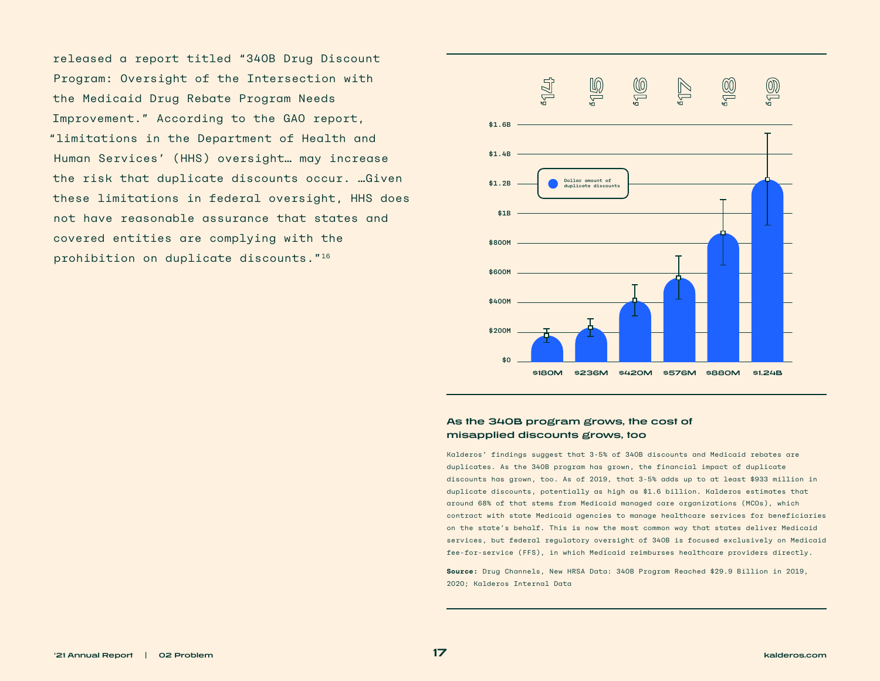released a report titled "340B Drug Discount Program: Oversight of the Intersection with the Medicaid Drug Rebate Program Needs Improvement." According to the GAO report, "limitations in the Department of Health and Human Services' (HHS) oversight… may increase the risk that duplicate discounts occur. …Given these limitations in federal oversight, HHS does not have reasonable assurance that states and covered entities are complying with the prohibition on duplicate discounts."[16]

| Year | Dollar amount of duplicate discounts |
|---|---|
| '14 | $180M |
| '15 | $236M |
| '16 | $420M |
| '17 | $576M |
| '18 | $880M |
| '19 | $1.24B |

### As the 340B program grows, the cost of misapplied discounts grows, too

Kalderos' findings suggest that 3-5% of 340B discounts and Medicaid rebates are duplicates. As the 340B program has grown, the financial impact of duplicate discounts has grown, too. As of 2019, that 3-5% adds up to at least $933 million in duplicate discounts, potentially as high as $1.6 billion. Kalderos estimates that around 68% of that stems from Medicaid managed care organizations (MCOs), which contract with state Medicaid agencies to manage healthcare services for beneficiaries on the state's behalf. This is now the most common way that states deliver Medicaid services, but federal regulatory oversight of 340B is focused exclusively on Medicaid fee-for-service (FFS), in which Medicaid reimburses healthcare providers directly.

**Source:** Drug Channels, New HRSA Data: 340B Program Reached $29.9 Billion in 2019, 2020; Kalderos Internal Data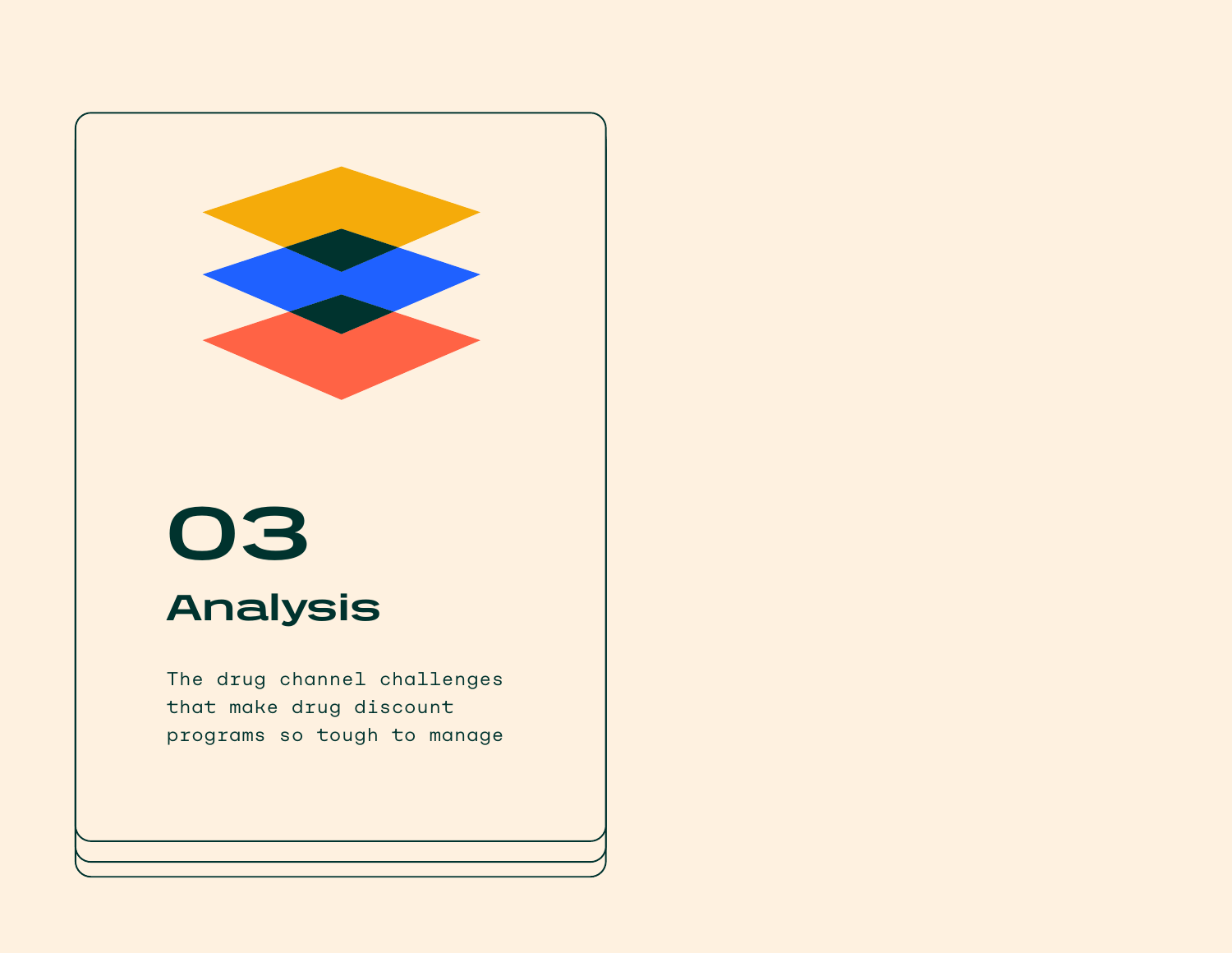# 03

## Analysis

The drug channel challenges that make drug discount programs so tough to manage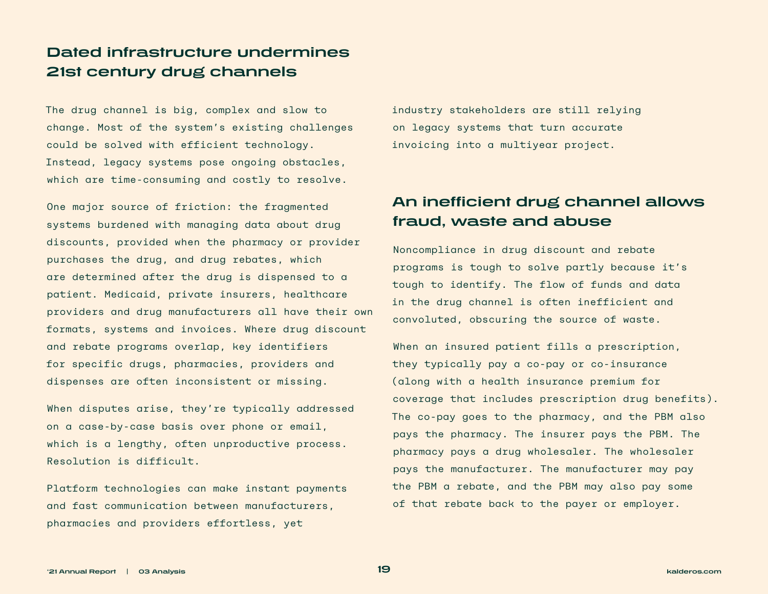## Dated infrastructure undermines 21st century drug channels

The drug channel is big, complex and slow to change. Most of the system's existing challenges could be solved with efficient technology. Instead, legacy systems pose ongoing obstacles, which are time-consuming and costly to resolve.

One major source of friction: the fragmented systems burdened with managing data about drug discounts, provided when the pharmacy or provider purchases the drug, and drug rebates, which are determined after the drug is dispensed to a patient. Medicaid, private insurers, healthcare providers and drug manufacturers all have their own formats, systems and invoices. Where drug discount and rebate programs overlap, key identifiers for specific drugs, pharmacies, providers and dispenses are often inconsistent or missing.

When disputes arise, they're typically addressed on a case-by-case basis over phone or email, which is a lengthy, often unproductive process. Resolution is difficult.

Platform technologies can make instant payments and fast communication between manufacturers, pharmacies and providers effortless, yet industry stakeholders are still relying on legacy systems that turn accurate invoicing into a multiyear project.

## An inefficient drug channel allows fraud, waste and abuse

Noncompliance in drug discount and rebate programs is tough to solve partly because it's tough to identify. The flow of funds and data in the drug channel is often inefficient and convoluted, obscuring the source of waste.

When an insured patient fills a prescription, they typically pay a co-pay or co-insurance (along with a health insurance premium for coverage that includes prescription drug benefits). The co-pay goes to the pharmacy, and the PBM also pays the pharmacy. The insurer pays the PBM. The pharmacy pays a drug wholesaler. The wholesaler pays the manufacturer. The manufacturer may pay the PBM a rebate, and the PBM may also pay some of that rebate back to the payer or employer.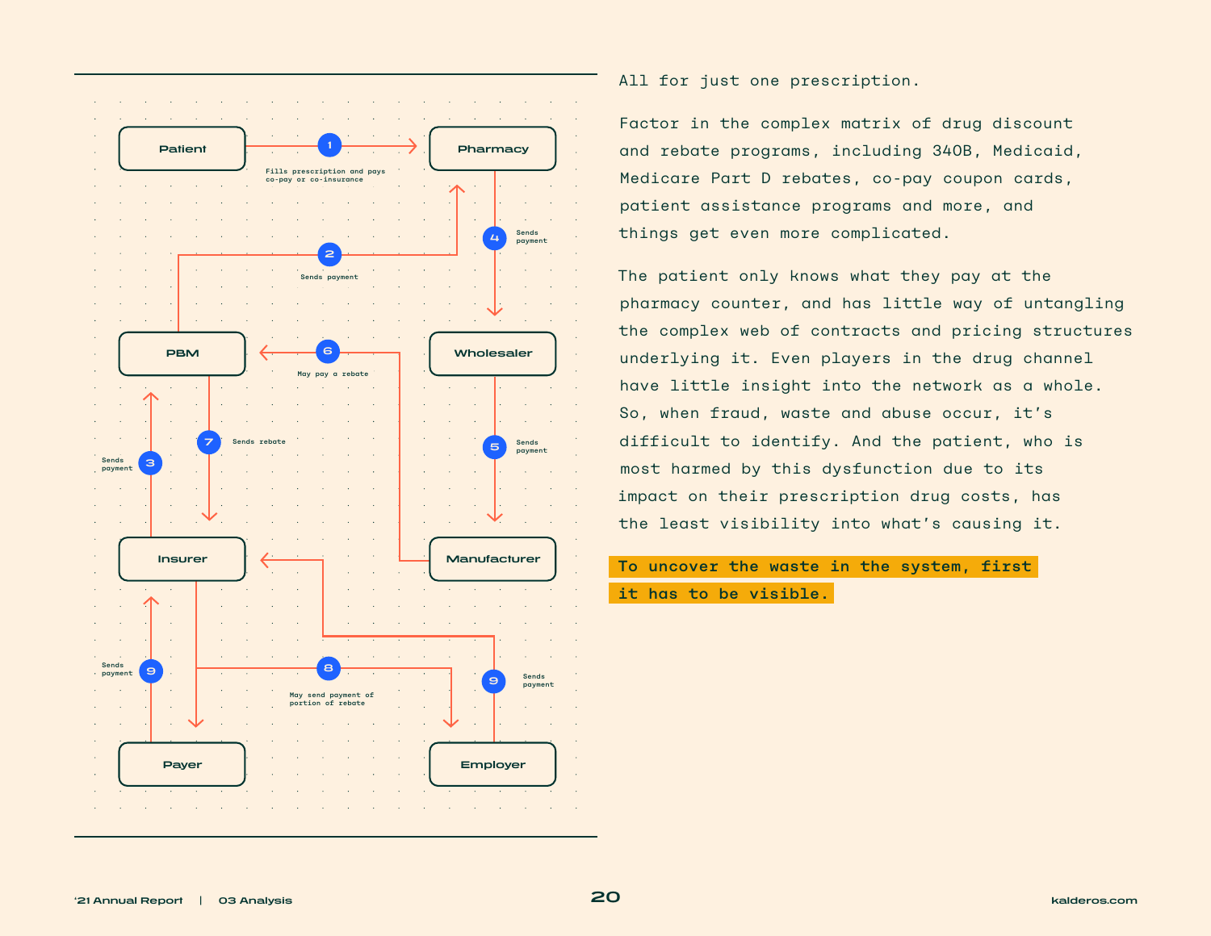Patient

Pharmacy

PBM

Wholesaler

Insurer

Manufacturer

Payer

Employer

1 Fills prescription and pays co-pay or co-insurance

2 Sends payment

3 Sends payment

4 Sends payment

5 Sends payment

6 May pay a rebate

7 Sends rebate

8 May send payment of portion of rebate

9 Sends payment

9 Sends payment

All for just one prescription.

Factor in the complex matrix of drug discount and rebate programs, including 340B, Medicaid, Medicare Part D rebates, co-pay coupon cards, patient assistance programs and more, and things get even more complicated.

The patient only knows what they pay at the pharmacy counter, and has little way of untangling the complex web of contracts and pricing structures underlying it. Even players in the drug channel have little insight into the network as a whole. So, when fraud, waste and abuse occur, it's difficult to identify. And the patient, who is most harmed by this dysfunction due to its impact on their prescription drug costs, has the least visibility into what's causing it.

**To uncover the waste in the system, first it has to be visible.**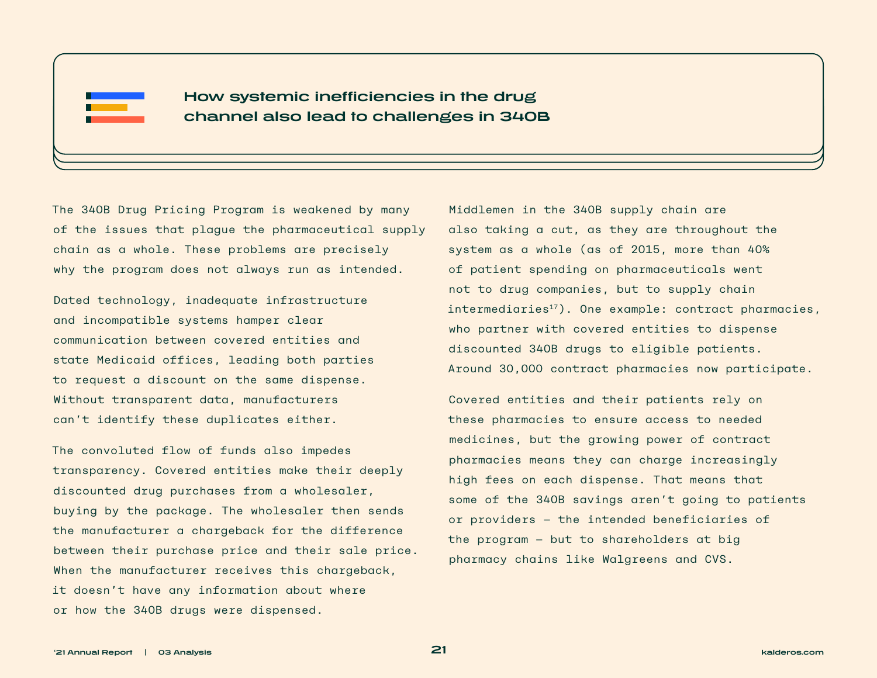## How systemic inefficiencies in the drug channel also lead to challenges in 340B

The 340B Drug Pricing Program is weakened by many of the issues that plague the pharmaceutical supply chain as a whole. These problems are precisely why the program does not always run as intended.

Dated technology, inadequate infrastructure and incompatible systems hamper clear communication between covered entities and state Medicaid offices, leading both parties to request a discount on the same dispense. Without transparent data, manufacturers can't identify these duplicates either.

The convoluted flow of funds also impedes transparency. Covered entities make their deeply discounted drug purchases from a wholesaler, buying by the package. The wholesaler then sends the manufacturer a chargeback for the difference between their purchase price and their sale price. When the manufacturer receives this chargeback, it doesn't have any information about where or how the 340B drugs were dispensed.

Middlemen in the 340B supply chain are also taking a cut, as they are throughout the system as a whole (as of 2015, more than 40% of patient spending on pharmaceuticals went not to drug companies, but to supply chain intermediaries[17]). One example: contract pharmacies, who partner with covered entities to dispense discounted 340B drugs to eligible patients. Around 30,000 contract pharmacies now participate.

Covered entities and their patients rely on these pharmacies to ensure access to needed medicines, but the growing power of contract pharmacies means they can charge increasingly high fees on each dispense. That means that some of the 340B savings aren't going to patients or providers — the intended beneficiaries of the program — but to shareholders at big pharmacy chains like Walgreens and CVS.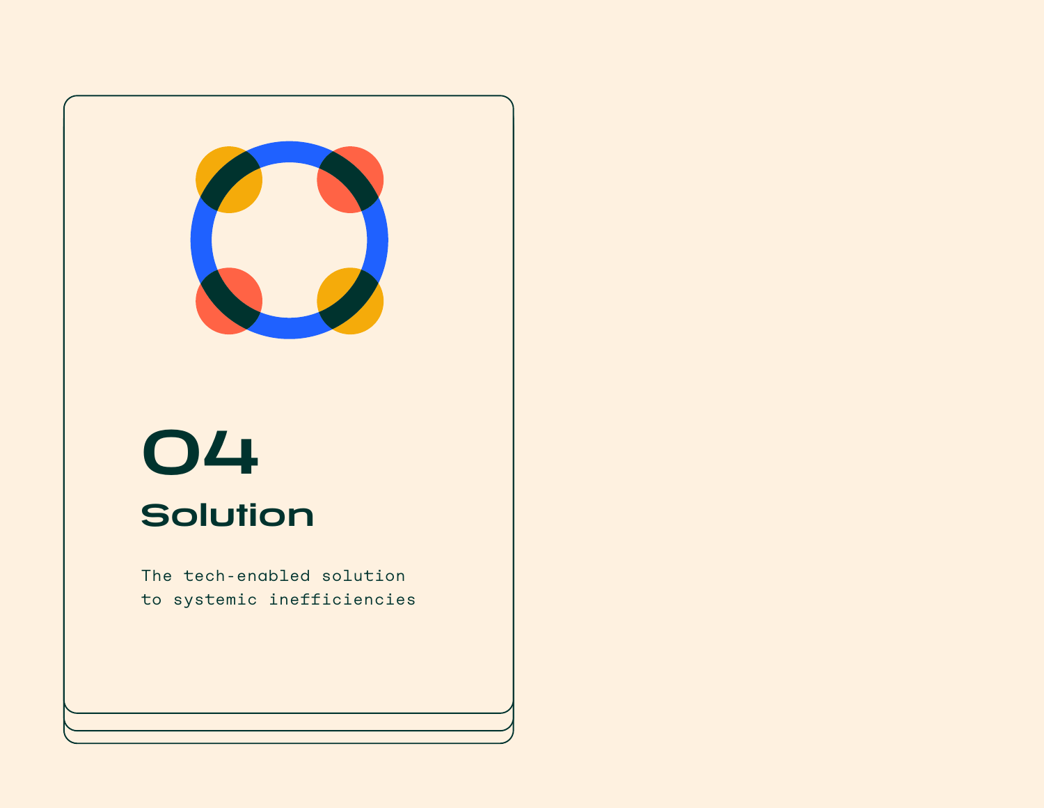# 04

## Solution

The tech-enabled solution to systemic inefficiencies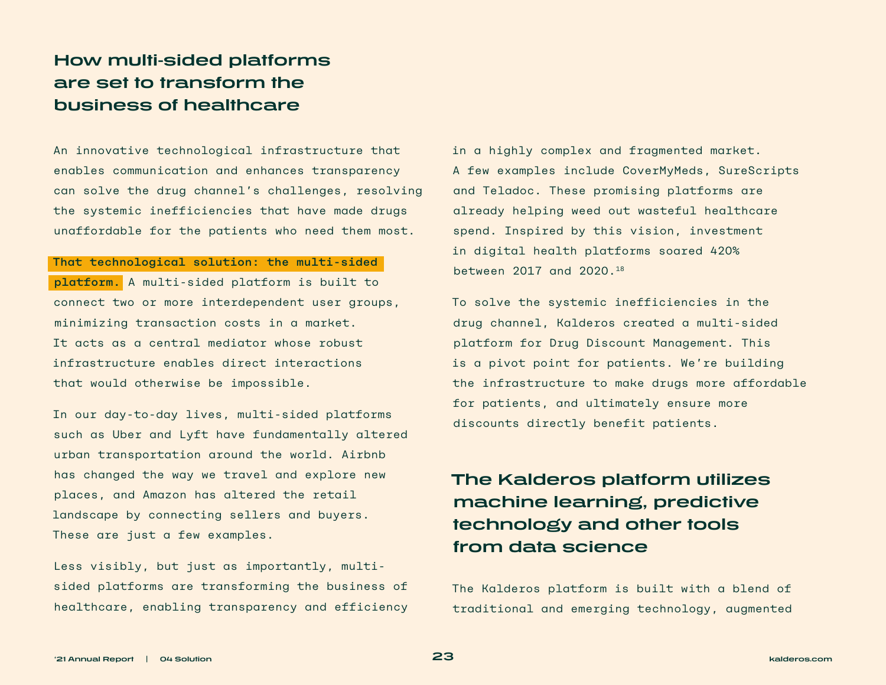## How multi-sided platforms are set to transform the business of healthcare

An innovative technological infrastructure that enables communication and enhances transparency can solve the drug channel's challenges, resolving the systemic inefficiencies that have made drugs unaffordable for the patients who need them most.

**That technological solution: the multi-sided platform.** A multi-sided platform is built to connect two or more interdependent user groups, minimizing transaction costs in a market. It acts as a central mediator whose robust infrastructure enables direct interactions that would otherwise be impossible.

In our day-to-day lives, multi-sided platforms such as Uber and Lyft have fundamentally altered urban transportation around the world. Airbnb has changed the way we travel and explore new places, and Amazon has altered the retail landscape by connecting sellers and buyers. These are just a few examples.

Less visibly, but just as importantly, multi-sided platforms are transforming the business of healthcare, enabling transparency and efficiency in a highly complex and fragmented market. A few examples include CoverMyMeds, SureScripts and Teladoc. These promising platforms are already helping weed out wasteful healthcare spend. Inspired by this vision, investment in digital health platforms soared 420% between 2017 and 2020.[18]

To solve the systemic inefficiencies in the drug channel, Kalderos created a multi-sided platform for Drug Discount Management. This is a pivot point for patients. We're building the infrastructure to make drugs more affordable for patients, and ultimately ensure more discounts directly benefit patients.

## The Kalderos platform utilizes machine learning, predictive technology and other tools from data science

The Kalderos platform is built with a blend of traditional and emerging technology, augmented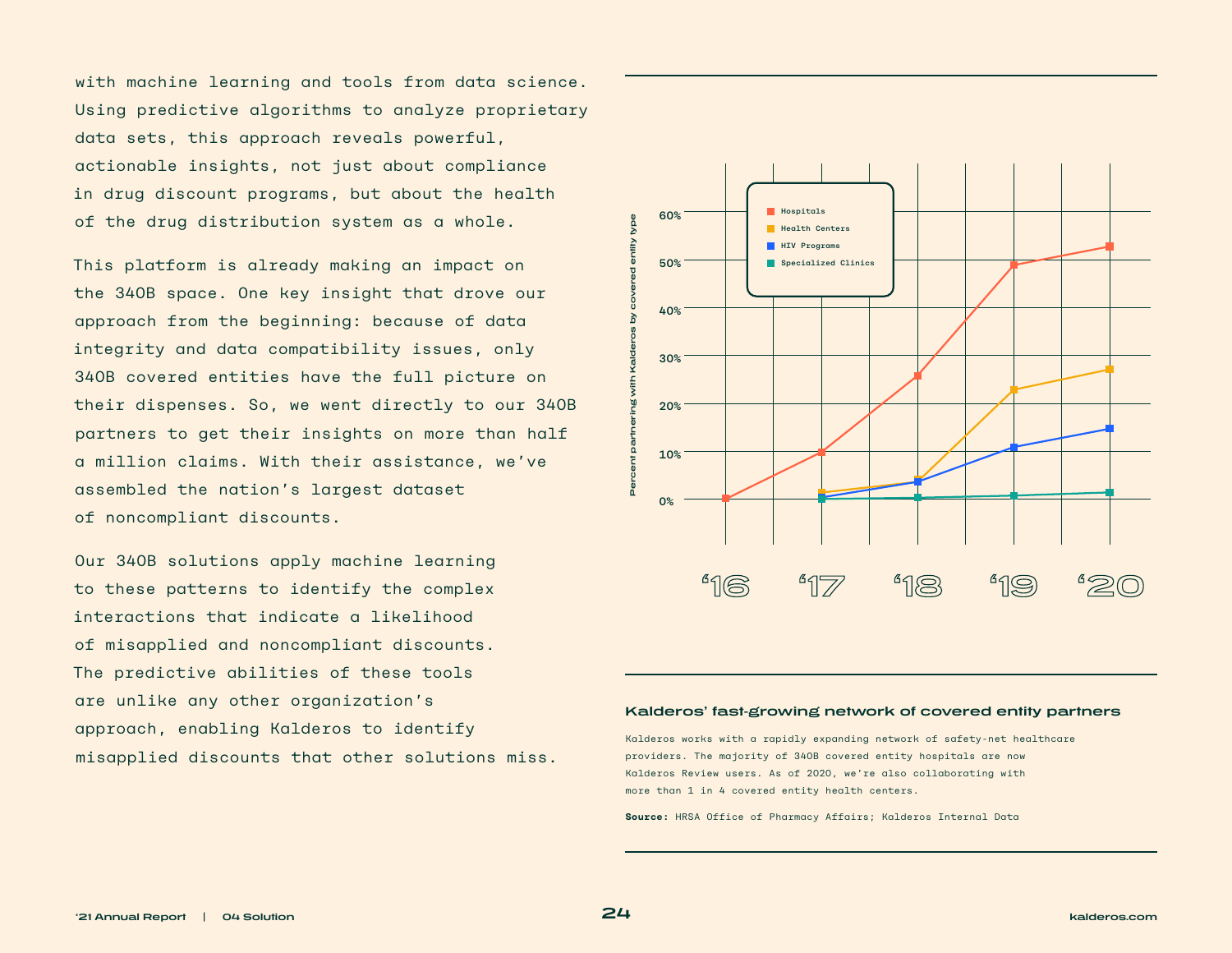with machine learning and tools from data science. Using predictive algorithms to analyze proprietary data sets, this approach reveals powerful, actionable insights, not just about compliance in drug discount programs, but about the health of the drug distribution system as a whole.

This platform is already making an impact on the 340B space. One key insight that drove our approach from the beginning: because of data integrity and data compatibility issues, only 340B covered entities have the full picture on their dispenses. So, we went directly to our 340B partners to get their insights on more than half a million claims. With their assistance, we've assembled the nation's largest dataset of noncompliant discounts.

Our 340B solutions apply machine learning to these patterns to identify the complex interactions that indicate a likelihood of misapplied and noncompliant discounts. The predictive abilities of these tools are unlike any other organization's approach, enabling Kalderos to identify misapplied discounts that other solutions miss.

**Kalderos' fast-growing network of covered entity partners**

Kalderos works with a rapidly expanding network of safety-net healthcare providers. The majority of 340B covered entity hospitals are now Kalderos Review users. As of 2020, we're also collaborating with more than 1 in 4 covered entity health centers.

**Source:** HRSA Office of Pharmacy Affairs; Kalderos Internal Data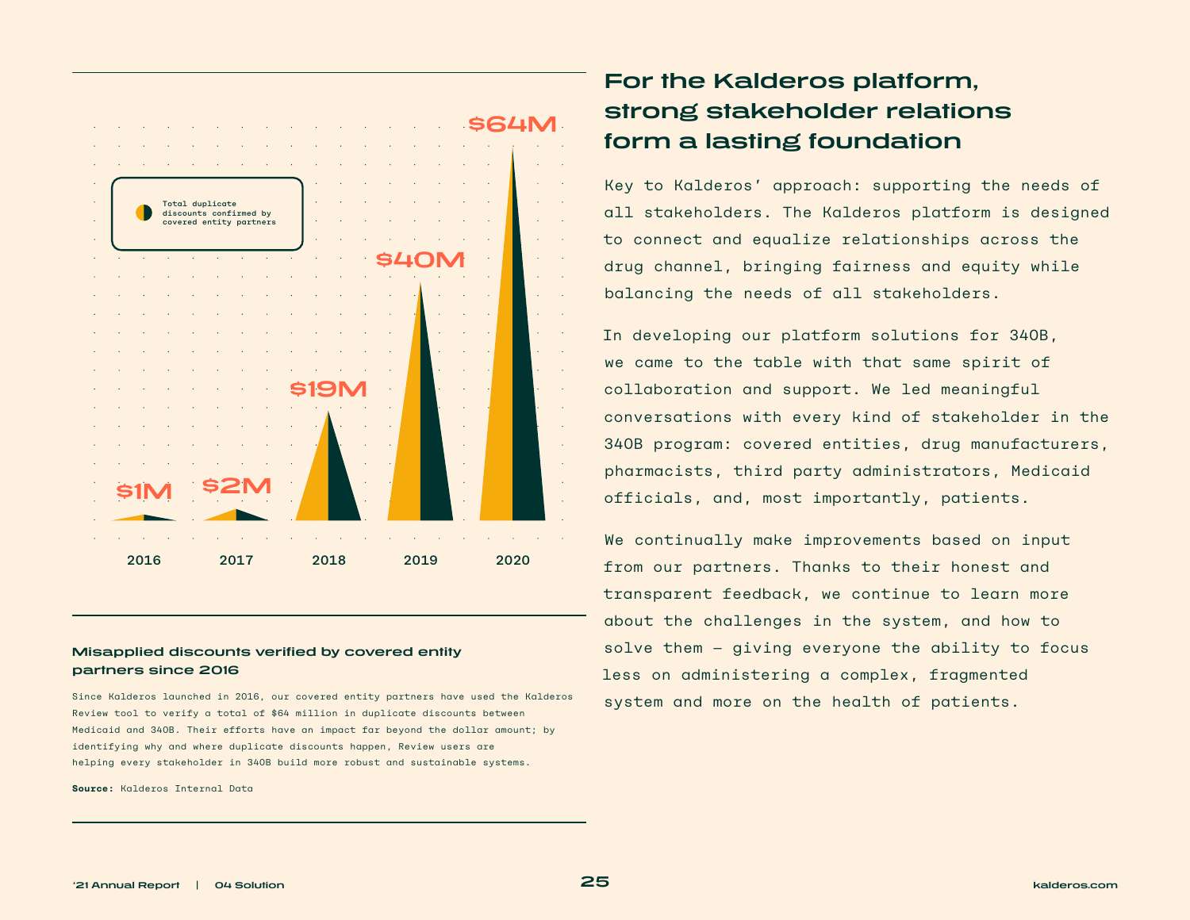Total duplicate discounts confirmed by covered entity partners

| Year | Amount |
| --- | --- |
| 2016 | $1M |
| 2017 | $2M |
| 2018 | $19M |
| 2019 | $40M |
| 2020 | $64M |

**Misapplied discounts verified by covered entity partners since 2016**

Since Kalderos launched in 2016, our covered entity partners have used the Kalderos Review tool to verify a total of $64 million in duplicate discounts between Medicaid and 340B. Their efforts have an impact far beyond the dollar amount; by identifying why and where duplicate discounts happen, Review users are helping every stakeholder in 340B build more robust and sustainable systems.

**Source:** Kalderos Internal Data

## For the Kalderos platform, strong stakeholder relations form a lasting foundation

Key to Kalderos' approach: supporting the needs of all stakeholders. The Kalderos platform is designed to connect and equalize relationships across the drug channel, bringing fairness and equity while balancing the needs of all stakeholders.

In developing our platform solutions for 340B, we came to the table with that same spirit of collaboration and support. We led meaningful conversations with every kind of stakeholder in the 340B program: covered entities, drug manufacturers, pharmacists, third party administrators, Medicaid officials, and, most importantly, patients.

We continually make improvements based on input from our partners. Thanks to their honest and transparent feedback, we continue to learn more about the challenges in the system, and how to solve them — giving everyone the ability to focus less on administering a complex, fragmented system and more on the health of patients.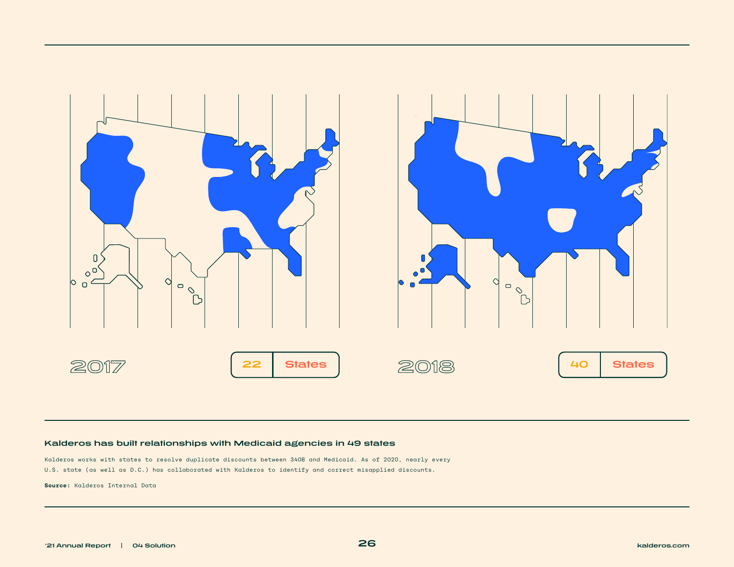2017

22 States

2018

40 States

**Kalderos has built relationships with Medicaid agencies in 49 states**

Kalderos works with states to resolve duplicate discounts between 340B and Medicaid. As of 2020, nearly every U.S. state (as well as D.C.) has collaborated with Kalderos to identify and correct misapplied discounts.

**Source:** Kalderos Internal Data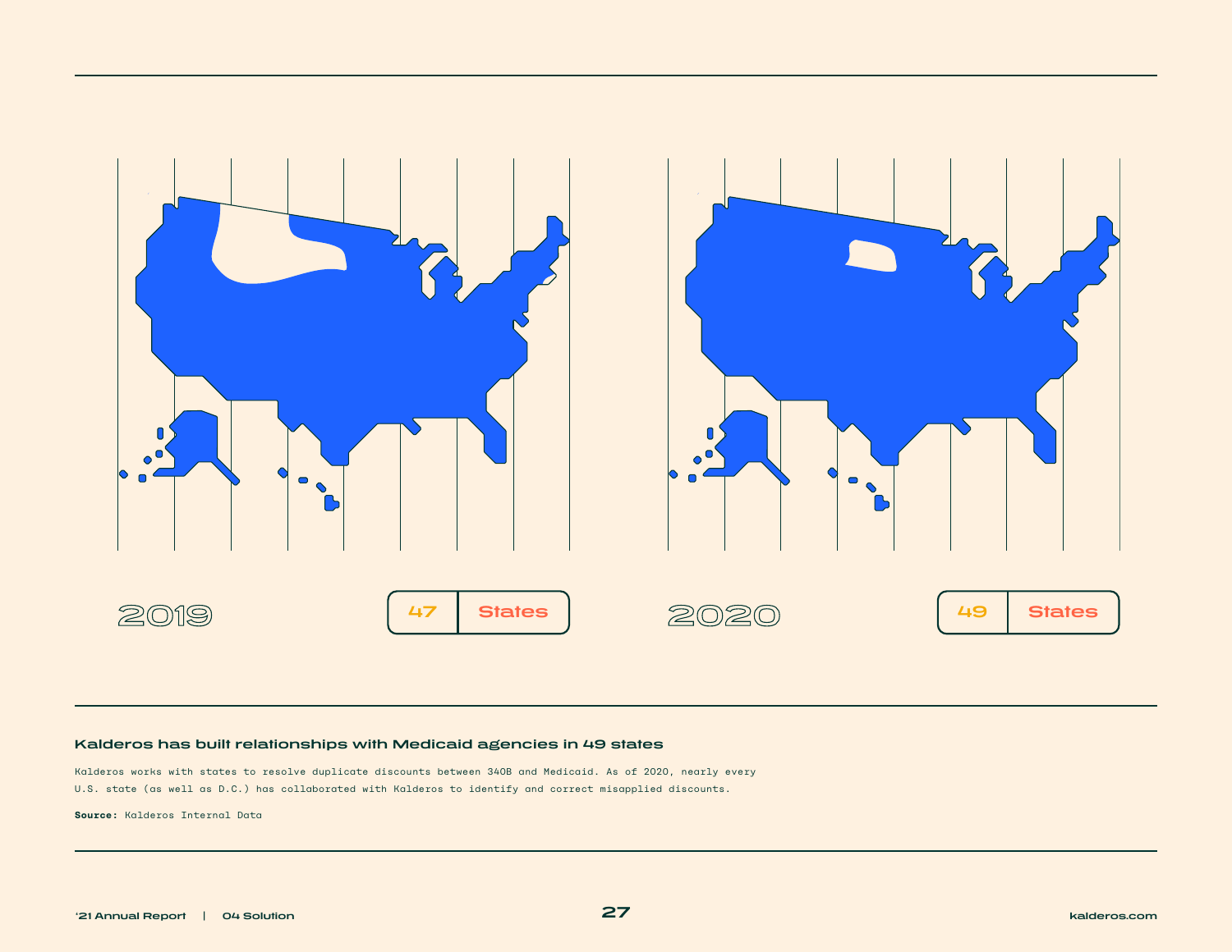2019

47 States

2020

49 States

**Kalderos has built relationships with Medicaid agencies in 49 states**

Kalderos works with states to resolve duplicate discounts between 340B and Medicaid. As of 2020, nearly every U.S. state (as well as D.C.) has collaborated with Kalderos to identify and correct misapplied discounts.

**Source:** Kalderos Internal Data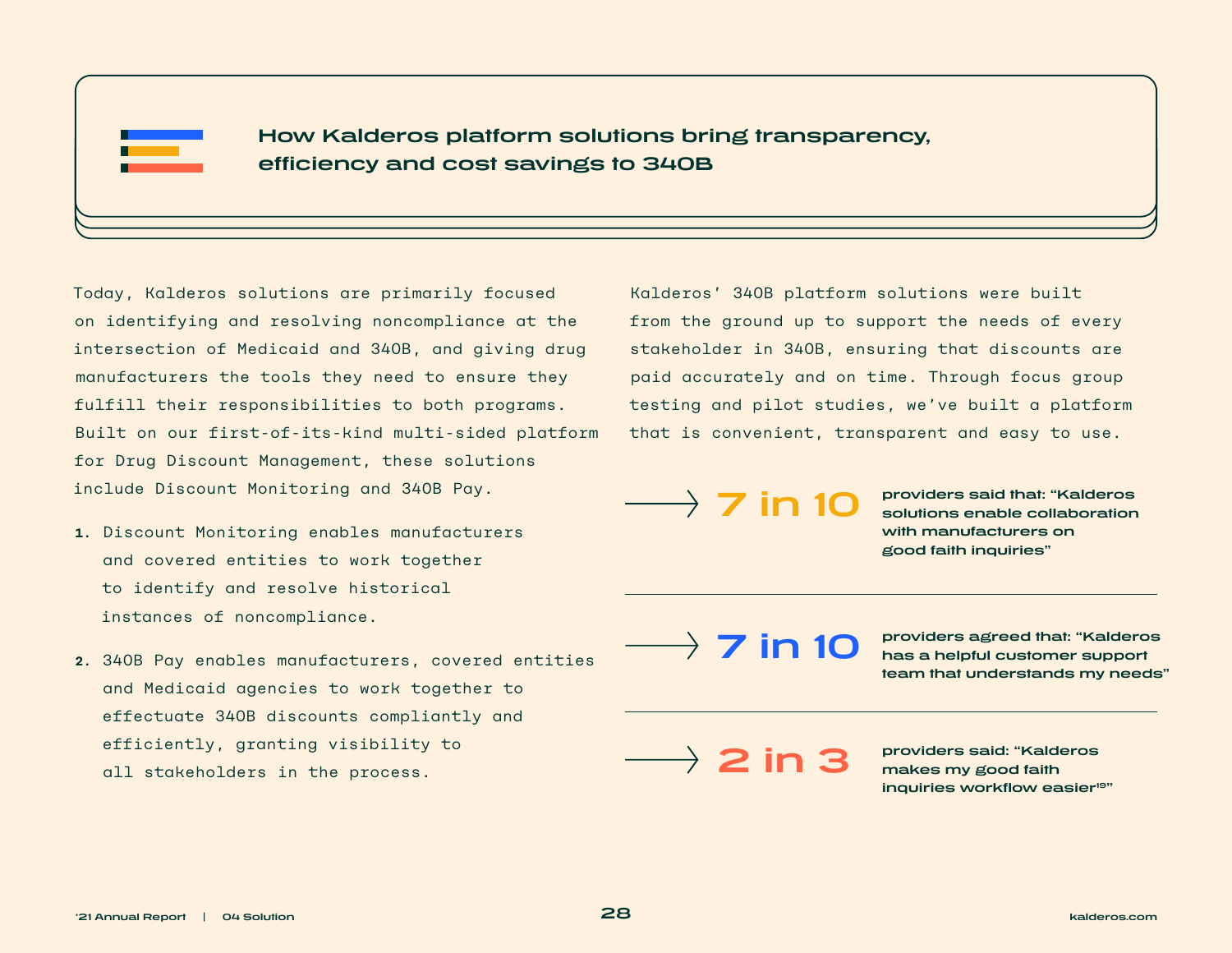## How Kalderos platform solutions bring transparency, efficiency and cost savings to 340B

Today, Kalderos solutions are primarily focused on identifying and resolving noncompliance at the intersection of Medicaid and 340B, and giving drug manufacturers the tools they need to ensure they fulfill their responsibilities to both programs. Built on our first-of-its-kind multi-sided platform for Drug Discount Management, these solutions include Discount Monitoring and 340B Pay.

1. Discount Monitoring enables manufacturers and covered entities to work together to identify and resolve historical instances of noncompliance.
2. 340B Pay enables manufacturers, covered entities and Medicaid agencies to work together to effectuate 340B discounts compliantly and efficiently, granting visibility to all stakeholders in the process.

Kalderos' 340B platform solutions were built from the ground up to support the needs of every stakeholder in 340B, ensuring that discounts are paid accurately and on time. Through focus group testing and pilot studies, we've built a platform that is convenient, transparent and easy to use.

**7 in 10** providers said that: "Kalderos solutions enable collaboration with manufacturers on good faith inquiries"

**7 in 10** providers agreed that: "Kalderos has a helpful customer support team that understands my needs"

**2 in 3** providers said: "Kalderos makes my good faith inquiries workflow easier[19]"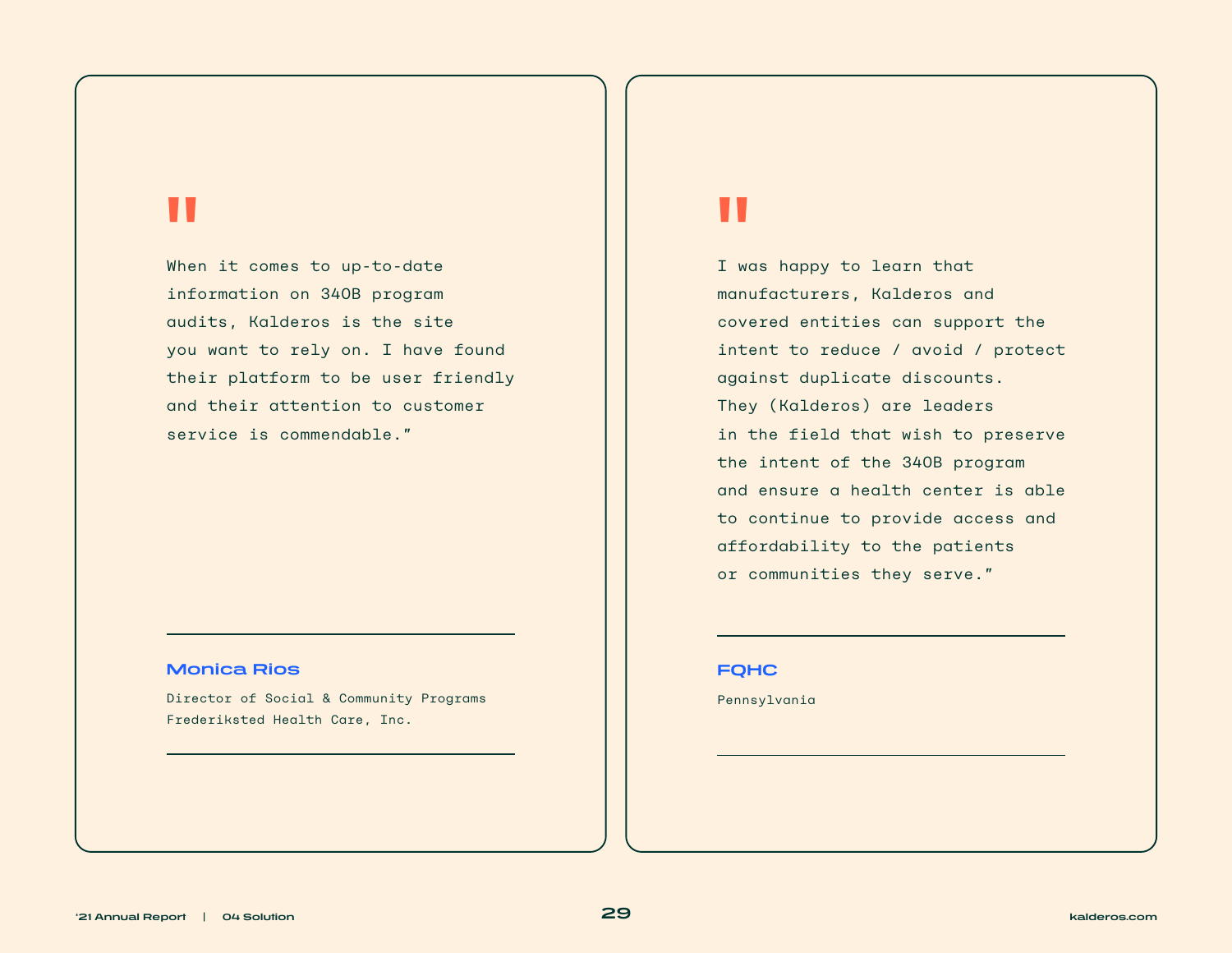> "When it comes to up-to-date information on 340B program audits, Kalderos is the site you want to rely on. I have found their platform to be user friendly and their attention to customer service is commendable."

**Monica Rios**

Director of Social & Community Programs
Frederiksted Health Care, Inc.

---

> "I was happy to learn that manufacturers, Kalderos and covered entities can support the intent to reduce / avoid / protect against duplicate discounts. They (Kalderos) are leaders in the field that wish to preserve the intent of the 340B program and ensure a health center is able to continue to provide access and affordability to the patients or communities they serve."

**FQHC**

Pennsylvania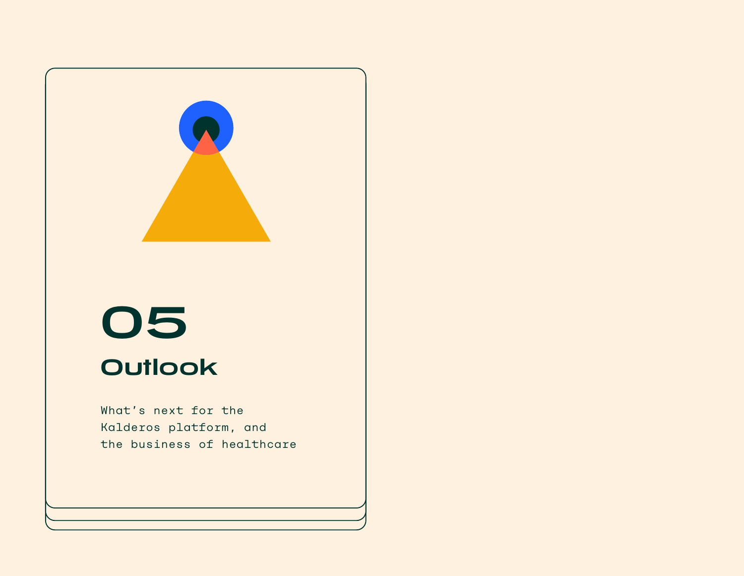# 05

## Outlook

What's next for the Kalderos platform, and the business of healthcare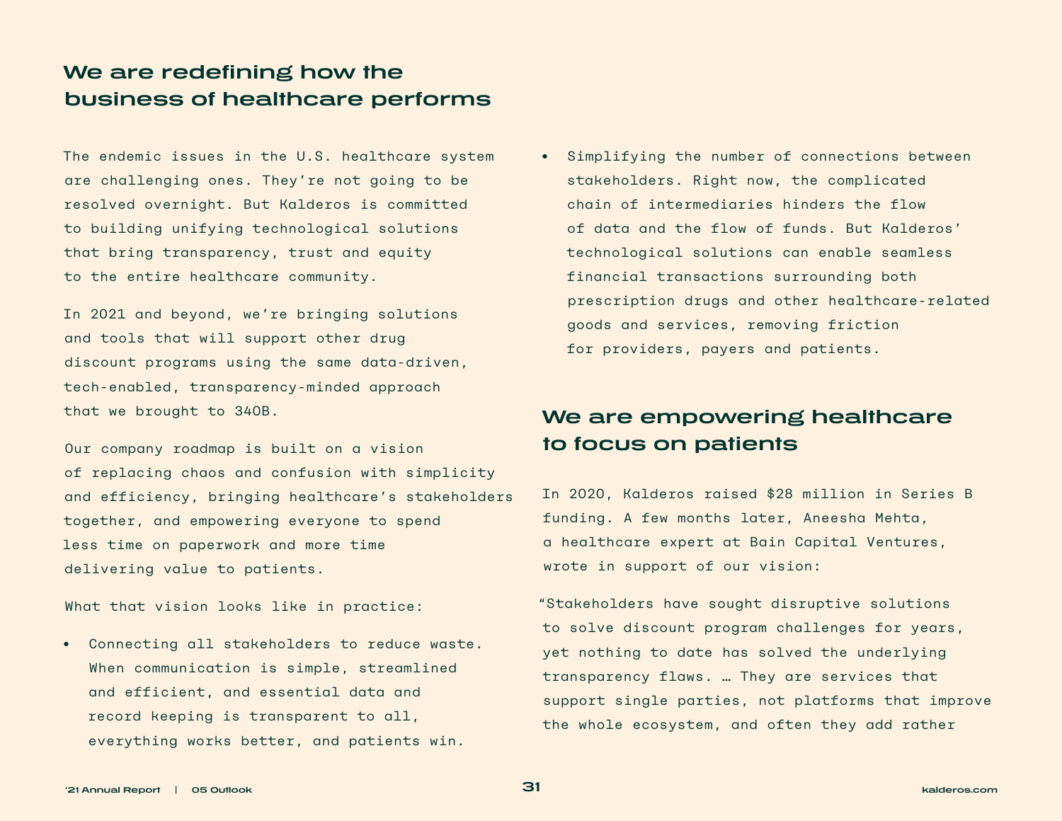## We are redefining how the business of healthcare performs

The endemic issues in the U.S. healthcare system are challenging ones. They're not going to be resolved overnight. But Kalderos is committed to building unifying technological solutions that bring transparency, trust and equity to the entire healthcare community.

In 2021 and beyond, we're bringing solutions and tools that will support other drug discount programs using the same data-driven, tech-enabled, transparency-minded approach that we brought to 340B.

Our company roadmap is built on a vision of replacing chaos and confusion with simplicity and efficiency, bringing healthcare's stakeholders together, and empowering everyone to spend less time on paperwork and more time delivering value to patients.

What that vision looks like in practice:

- Connecting all stakeholders to reduce waste. When communication is simple, streamlined and efficient, and essential data and record keeping is transparent to all, everything works better, and patients win.
- Simplifying the number of connections between stakeholders. Right now, the complicated chain of intermediaries hinders the flow of data and the flow of funds. But Kalderos' technological solutions can enable seamless financial transactions surrounding both prescription drugs and other healthcare-related goods and services, removing friction for providers, payers and patients.

## We are empowering healthcare to focus on patients

In 2020, Kalderos raised $28 million in Series B funding. A few months later, Aneesha Mehta, a healthcare expert at Bain Capital Ventures, wrote in support of our vision:

"Stakeholders have sought disruptive solutions to solve discount program challenges for years, yet nothing to date has solved the underlying transparency flaws. … They are services that support single parties, not platforms that improve the whole ecosystem, and often they add rather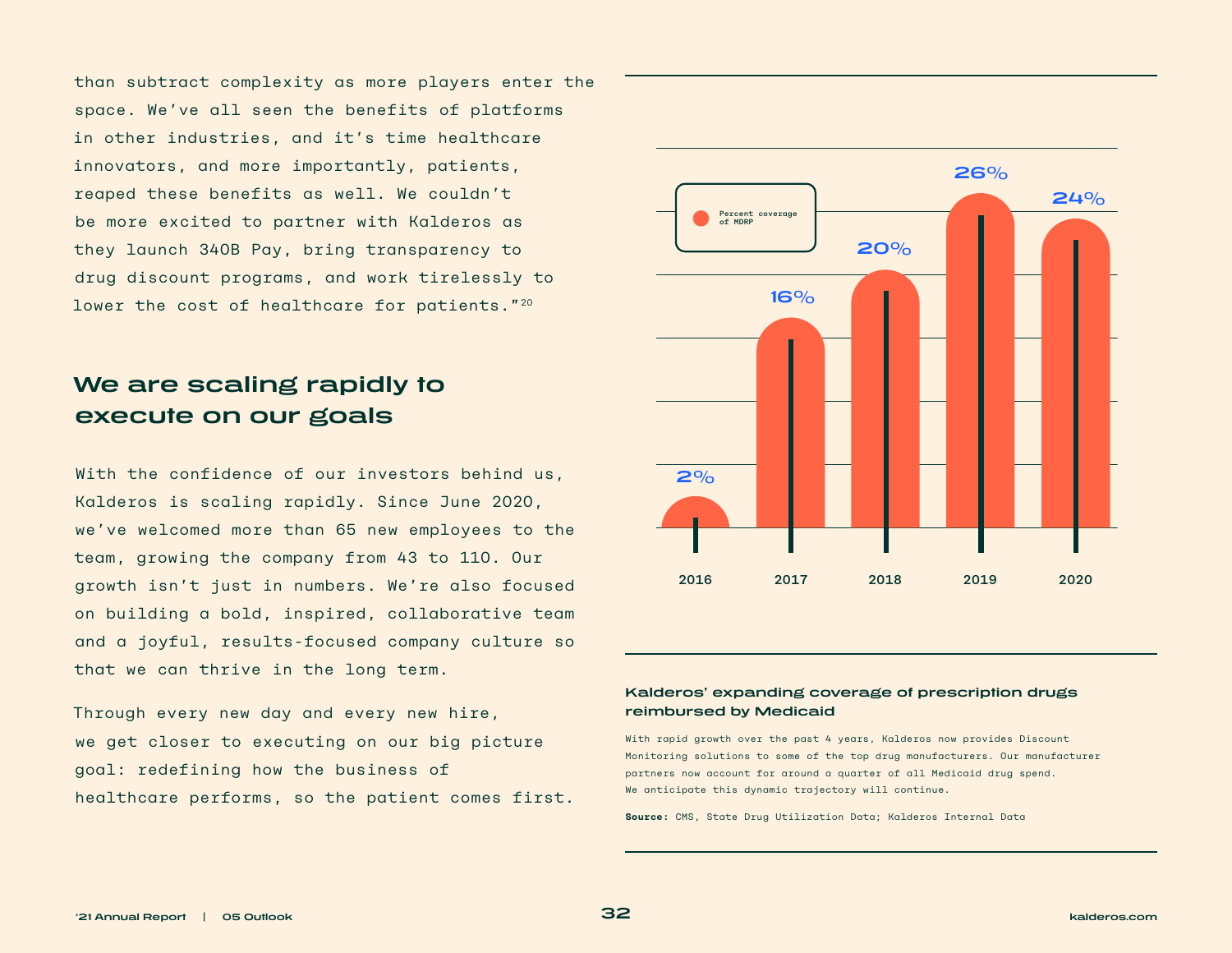than subtract complexity as more players enter the space. We've all seen the benefits of platforms in other industries, and it's time healthcare innovators, and more importantly, patients, reaped these benefits as well. We couldn't be more excited to partner with Kalderos as they launch 340B Pay, bring transparency to drug discount programs, and work tirelessly to lower the cost of healthcare for patients."[20]

## We are scaling rapidly to execute on our goals

With the confidence of our investors behind us, Kalderos is scaling rapidly. Since June 2020, we've welcomed more than 65 new employees to the team, growing the company from 43 to 110. Our growth isn't just in numbers. We're also focused on building a bold, inspired, collaborative team and a joyful, results-focused company culture so that we can thrive in the long term.

Through every new day and every new hire, we get closer to executing on our big picture goal: redefining how the business of healthcare performs, so the patient comes first.

| Year | Percent coverage of MDRP |
|---|---|
| 2016 | 2% |
| 2017 | 16% |
| 2018 | 20% |
| 2019 | 26% |
| 2020 | 24% |

**Kalderos' expanding coverage of prescription drugs reimbursed by Medicaid**

With rapid growth over the past 4 years, Kalderos now provides Discount Monitoring solutions to some of the top drug manufacturers. Our manufacturer partners now account for around a quarter of all Medicaid drug spend. We anticipate this dynamic trajectory will continue.

**Source:** CMS, State Drug Utilization Data; Kalderos Internal Data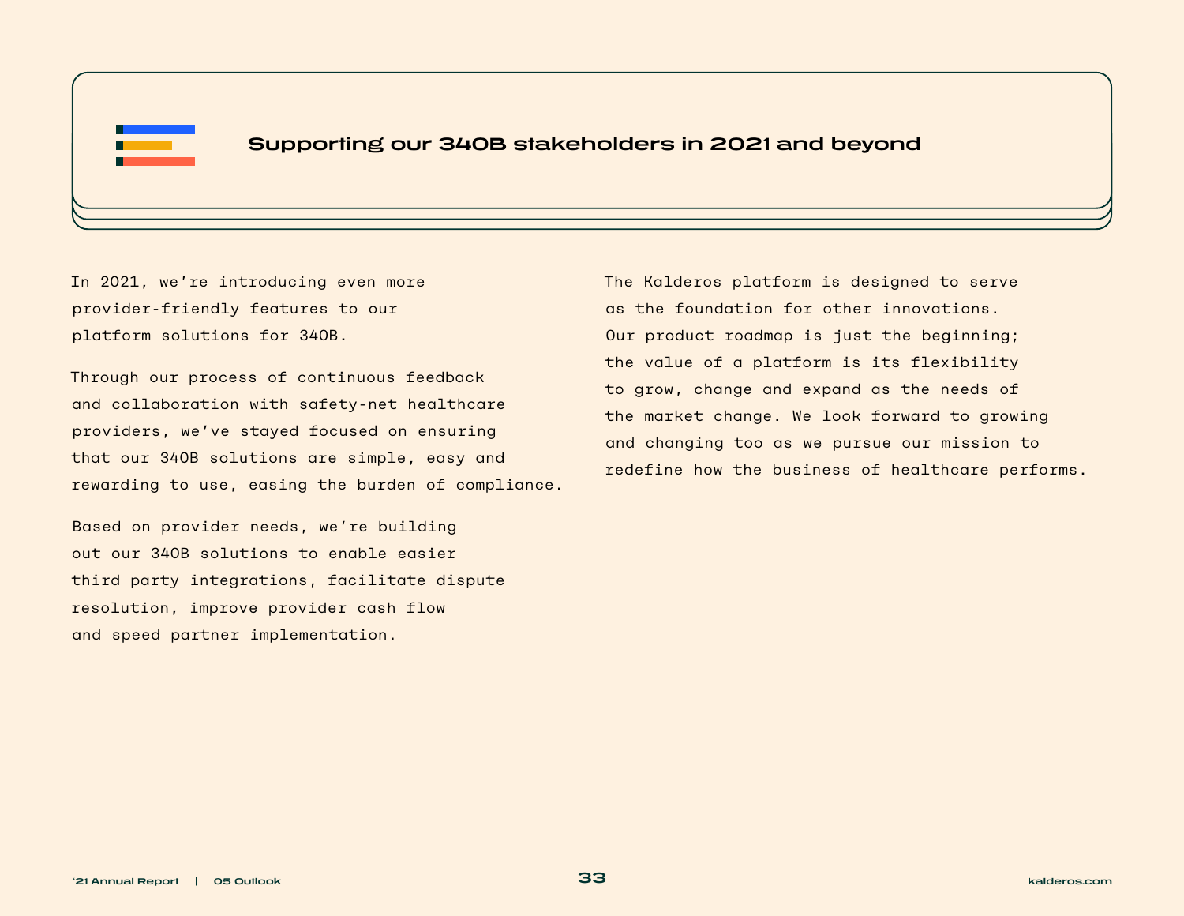## Supporting our 340B stakeholders in 2021 and beyond

In 2021, we're introducing even more provider-friendly features to our platform solutions for 340B.

Through our process of continuous feedback and collaboration with safety-net healthcare providers, we've stayed focused on ensuring that our 340B solutions are simple, easy and rewarding to use, easing the burden of compliance.

Based on provider needs, we're building out our 340B solutions to enable easier third party integrations, facilitate dispute resolution, improve provider cash flow and speed partner implementation.

The Kalderos platform is designed to serve as the foundation for other innovations. Our product roadmap is just the beginning; the value of a platform is its flexibility to grow, change and expand as the needs of the market change. We look forward to growing and changing too as we pursue our mission to redefine how the business of healthcare performs.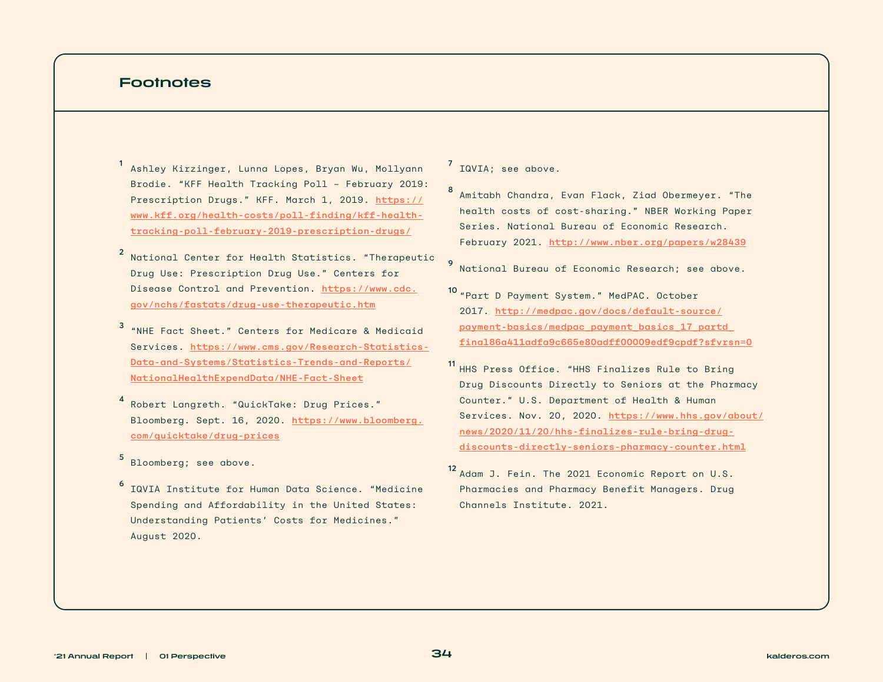## Footnotes

[1] Ashley Kirzinger, Lunna Lopes, Bryan Wu, Mollyann Brodie. "KFF Health Tracking Poll – February 2019: Prescription Drugs." KFF. March 1, 2019. https://www.kff.org/health-costs/poll-finding/kff-health-tracking-poll-february-2019-prescription-drugs/

[2] National Center for Health Statistics. "Therapeutic Drug Use: Prescription Drug Use." Centers for Disease Control and Prevention. https://www.cdc.gov/nchs/fastats/drug-use-therapeutic.htm

[3] "NHE Fact Sheet." Centers for Medicare & Medicaid Services. https://www.cms.gov/Research-Statistics-Data-and-Systems/Statistics-Trends-and-Reports/NationalHealthExpendData/NHE-Fact-Sheet

[4] Robert Langreth. "QuickTake: Drug Prices." Bloomberg. Sept. 16, 2020. https://www.bloomberg.com/quicktake/drug-prices

[5] Bloomberg; see above.

[6] IQVIA Institute for Human Data Science. "Medicine Spending and Affordability in the United States: Understanding Patients' Costs for Medicines." August 2020.

[7] IQVIA; see above.

[8] Amitabh Chandra, Evan Flack, Ziad Obermeyer. "The health costs of cost-sharing." NBER Working Paper Series. National Bureau of Economic Research. February 2021. http://www.nber.org/papers/w28439

[9] National Bureau of Economic Research; see above.

[10] "Part D Payment System." MedPAC. October 2017. http://medpac.gov/docs/default-source/payment-basics/medpac_payment_basics_17_partd_final86a411adfa9c665e80adff00009edf9cpdf?sfvrsn=0

[11] HHS Press Office. "HHS Finalizes Rule to Bring Drug Discounts Directly to Seniors at the Pharmacy Counter." U.S. Department of Health & Human Services. Nov. 20, 2020. https://www.hhs.gov/about/news/2020/11/20/hhs-finalizes-rule-bring-drug-discounts-directly-seniors-pharmacy-counter.html

[12] Adam J. Fein. The 2021 Economic Report on U.S. Pharmacies and Pharmacy Benefit Managers. Drug Channels Institute. 2021.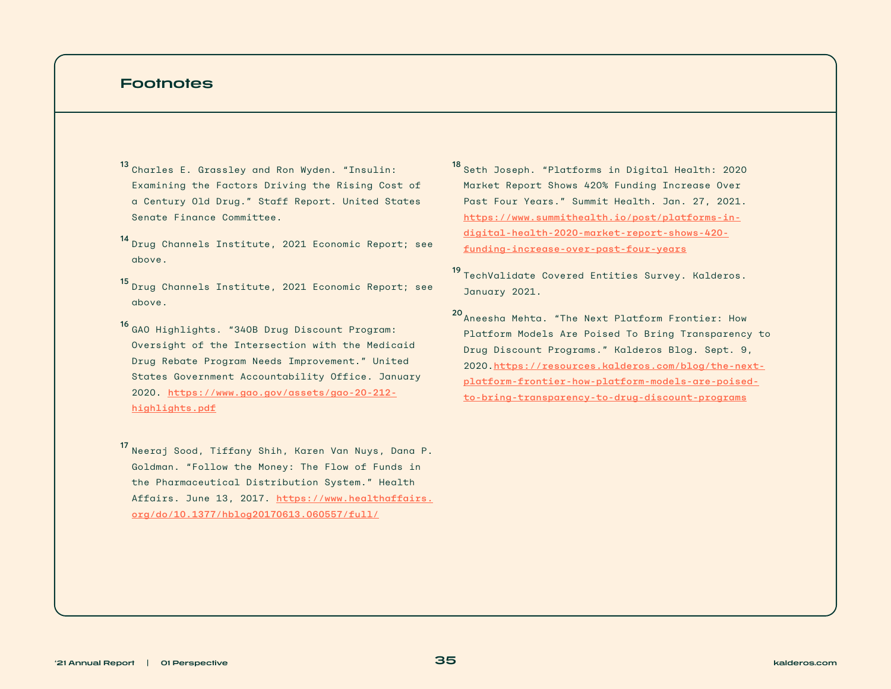## Footnotes

[13] Charles E. Grassley and Ron Wyden. "Insulin: Examining the Factors Driving the Rising Cost of a Century Old Drug." Staff Report. United States Senate Finance Committee.

[14] Drug Channels Institute, 2021 Economic Report; see above.

[15] Drug Channels Institute, 2021 Economic Report; see above.

[16] GAO Highlights. "340B Drug Discount Program: Oversight of the Intersection with the Medicaid Drug Rebate Program Needs Improvement." United States Government Accountability Office. January 2020. https://www.gao.gov/assets/gao-20-212-highlights.pdf

[17] Neeraj Sood, Tiffany Shih, Karen Van Nuys, Dana P. Goldman. "Follow the Money: The Flow of Funds in the Pharmaceutical Distribution System." Health Affairs. June 13, 2017. https://www.healthaffairs.org/do/10.1377/hblog20170613.060557/full/

[18] Seth Joseph. "Platforms in Digital Health: 2020 Market Report Shows 420% Funding Increase Over Past Four Years." Summit Health. Jan. 27, 2021. https://www.summithealth.io/post/platforms-in-digital-health-2020-market-report-shows-420-funding-increase-over-past-four-years

[19] TechValidate Covered Entities Survey. Kalderos. January 2021.

[20] Aneesha Mehta. "The Next Platform Frontier: How Platform Models Are Poised To Bring Transparency to Drug Discount Programs." Kalderos Blog. Sept. 9, 2020.https://resources.kalderos.com/blog/the-next-platform-frontier-how-platform-models-are-poised-to-bring-transparency-to-drug-discount-programs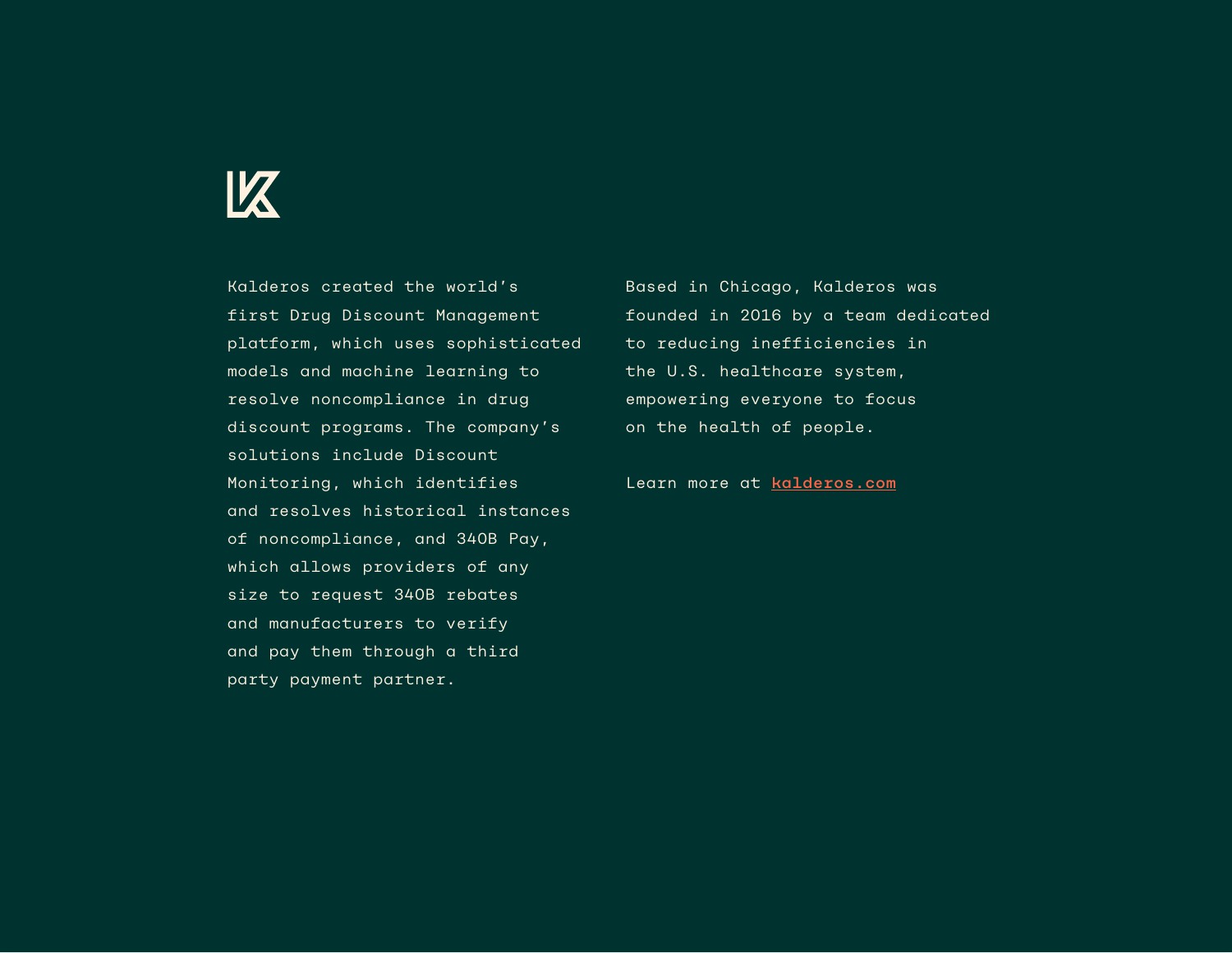Kalderos created the world's first Drug Discount Management platform, which uses sophisticated models and machine learning to resolve noncompliance in drug discount programs. The company's solutions include Discount Monitoring, which identifies and resolves historical instances of noncompliance, and 340B Pay, which allows providers of any size to request 340B rebates and manufacturers to verify and pay them through a third party payment partner.

Based in Chicago, Kalderos was founded in 2016 by a team dedicated to reducing inefficiencies in the U.S. healthcare system, empowering everyone to focus on the health of people.

Learn more at kalderos.com